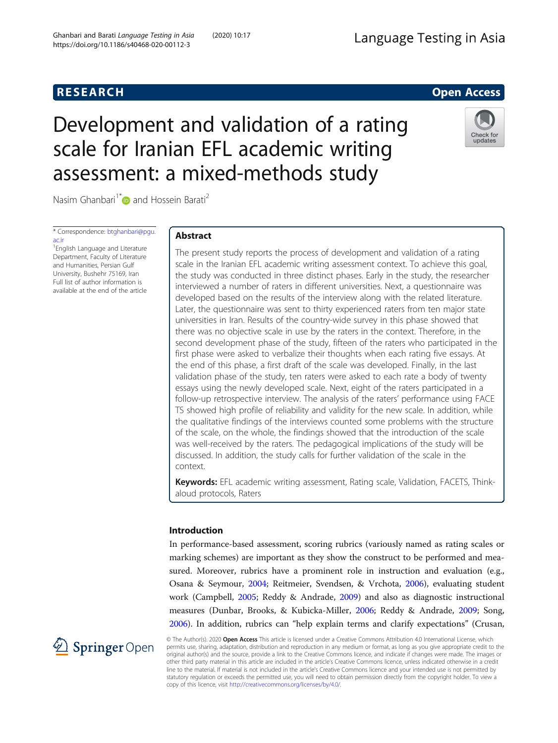RESEARCH

Open Access

# Development and validation of a rating scale for Iranian EFL academic writing assessment: a mixed-methods study

Nasim Ghanbari[1*] and Hossein Barati[2]

\* Correspondence: btghanbari@pgu.ac.ir
[1]English Language and Literature Department, Faculty of Literature and Humanities, Persian Gulf University, Bushehr 75169, Iran
Full list of author information is available at the end of the article

## Abstract

The present study reports the process of development and validation of a rating scale in the Iranian EFL academic writing assessment context. To achieve this goal, the study was conducted in three distinct phases. Early in the study, the researcher interviewed a number of raters in different universities. Next, a questionnaire was developed based on the results of the interview along with the related literature. Later, the questionnaire was sent to thirty experienced raters from ten major state universities in Iran. Results of the country-wide survey in this phase showed that there was no objective scale in use by the raters in the context. Therefore, in the second development phase of the study, fifteen of the raters who participated in the first phase were asked to verbalize their thoughts when each rating five essays. At the end of this phase, a first draft of the scale was developed. Finally, in the last validation phase of the study, ten raters were asked to each rate a body of twenty essays using the newly developed scale. Next, eight of the raters participated in a follow-up retrospective interview. The analysis of the raters' performance using FACETS showed high profile of reliability and validity for the new scale. In addition, while the qualitative findings of the interviews counted some problems with the structure of the scale, on the whole, the findings showed that the introduction of the scale was well-received by the raters. The pedagogical implications of the study will be discussed. In addition, the study calls for further validation of the scale in the context.

**Keywords:** EFL academic writing assessment, Rating scale, Validation, FACETS, Think-aloud protocols, Raters

## Introduction

In performance-based assessment, scoring rubrics (variously named as rating scales or marking schemes) are important as they show the construct to be performed and measured. Moreover, rubrics have a prominent role in instruction and evaluation (e.g., Osana & Seymour, 2004; Reitmeier, Svendsen, & Vrchota, 2006), evaluating student work (Campbell, 2005; Reddy & Andrade, 2009) and also as diagnostic instructional measures (Dunbar, Brooks, & Kubicka-Miller, 2006; Reddy & Andrade, 2009; Song, 2006). In addition, rubrics can "help explain terms and clarify expectations" (Crusan,

© The Author(s). 2020 **Open Access** This article is licensed under a Creative Commons Attribution 4.0 International License, which permits use, sharing, adaptation, distribution and reproduction in any medium or format, as long as you give appropriate credit to the original author(s) and the source, provide a link to the Creative Commons licence, and indicate if changes were made. The images or other third party material in this article are included in the article's Creative Commons licence, unless indicated otherwise in a credit line to the material. If material is not included in the article's Creative Commons licence and your intended use is not permitted by statutory regulation or exceeds the permitted use, you will need to obtain permission directly from the copyright holder. To view a copy of this licence, visit http://creativecommons.org/licenses/by/4.0/.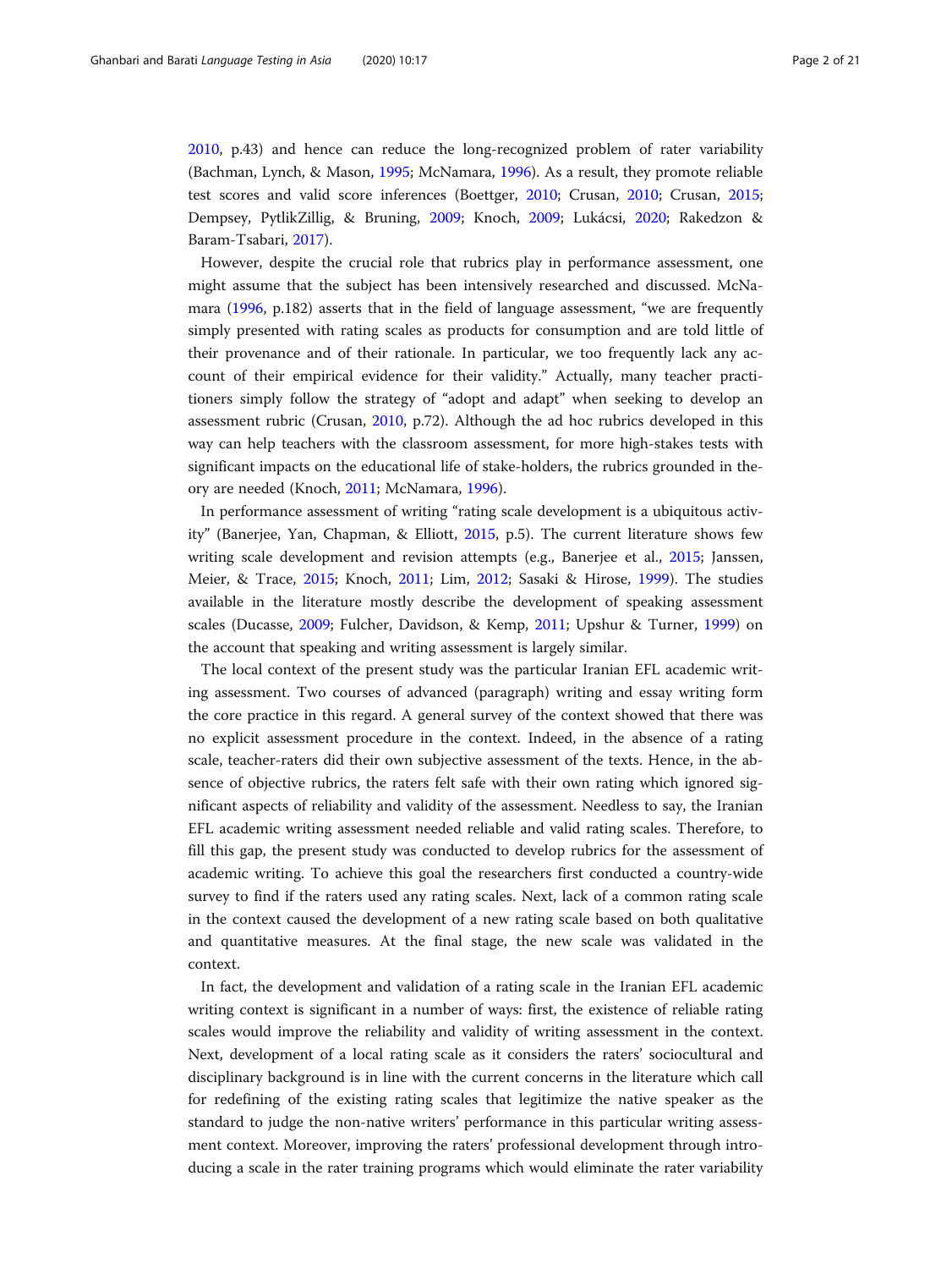2010, p.43) and hence can reduce the long-recognized problem of rater variability (Bachman, Lynch, & Mason, 1995; McNamara, 1996). As a result, they promote reliable test scores and valid score inferences (Boettger, 2010; Crusan, 2010; Crusan, 2015; Dempsey, PytlikZillig, & Bruning, 2009; Knoch, 2009; Lukácsi, 2020; Rakedzon & Baram-Tsabari, 2017).

However, despite the crucial role that rubrics play in performance assessment, one might assume that the subject has been intensively researched and discussed. McNamara (1996, p.182) asserts that in the field of language assessment, "we are frequently simply presented with rating scales as products for consumption and are told little of their provenance and of their rationale. In particular, we too frequently lack any account of their empirical evidence for their validity." Actually, many teacher practitioners simply follow the strategy of "adopt and adapt" when seeking to develop an assessment rubric (Crusan, 2010, p.72). Although the ad hoc rubrics developed in this way can help teachers with the classroom assessment, for more high-stakes tests with significant impacts on the educational life of stake-holders, the rubrics grounded in theory are needed (Knoch, 2011; McNamara, 1996).

In performance assessment of writing "rating scale development is a ubiquitous activity" (Banerjee, Yan, Chapman, & Elliott, 2015, p.5). The current literature shows few writing scale development and revision attempts (e.g., Banerjee et al., 2015; Janssen, Meier, & Trace, 2015; Knoch, 2011; Lim, 2012; Sasaki & Hirose, 1999). The studies available in the literature mostly describe the development of speaking assessment scales (Ducasse, 2009; Fulcher, Davidson, & Kemp, 2011; Upshur & Turner, 1999) on the account that speaking and writing assessment is largely similar.

The local context of the present study was the particular Iranian EFL academic writing assessment. Two courses of advanced (paragraph) writing and essay writing form the core practice in this regard. A general survey of the context showed that there was no explicit assessment procedure in the context. Indeed, in the absence of a rating scale, teacher-raters did their own subjective assessment of the texts. Hence, in the absence of objective rubrics, the raters felt safe with their own rating which ignored significant aspects of reliability and validity of the assessment. Needless to say, the Iranian EFL academic writing assessment needed reliable and valid rating scales. Therefore, to fill this gap, the present study was conducted to develop rubrics for the assessment of academic writing. To achieve this goal the researchers first conducted a country-wide survey to find if the raters used any rating scales. Next, lack of a common rating scale in the context caused the development of a new rating scale based on both qualitative and quantitative measures. At the final stage, the new scale was validated in the context.

In fact, the development and validation of a rating scale in the Iranian EFL academic writing context is significant in a number of ways: first, the existence of reliable rating scales would improve the reliability and validity of writing assessment in the context. Next, development of a local rating scale as it considers the raters' sociocultural and disciplinary background is in line with the current concerns in the literature which call for redefining of the existing rating scales that legitimize the native speaker as the standard to judge the non-native writers' performance in this particular writing assessment context. Moreover, improving the raters' professional development through introducing a scale in the rater training programs which would eliminate the rater variability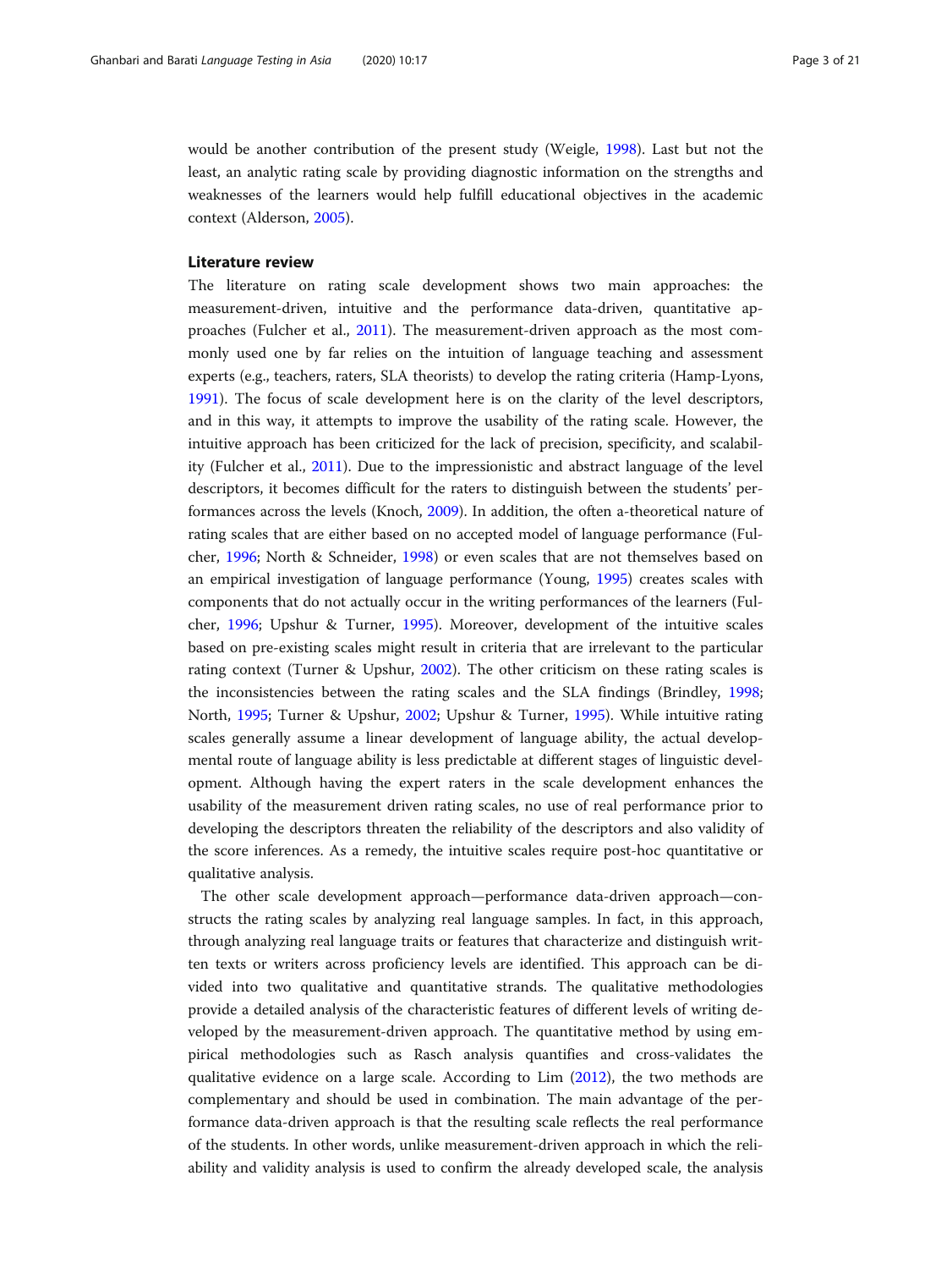would be another contribution of the present study (Weigle, 1998). Last but not the least, an analytic rating scale by providing diagnostic information on the strengths and weaknesses of the learners would help fulfill educational objectives in the academic context (Alderson, 2005).

## Literature review

The literature on rating scale development shows two main approaches: the measurement-driven, intuitive and the performance data-driven, quantitative approaches (Fulcher et al., 2011). The measurement-driven approach as the most commonly used one by far relies on the intuition of language teaching and assessment experts (e.g., teachers, raters, SLA theorists) to develop the rating criteria (Hamp-Lyons, 1991). The focus of scale development here is on the clarity of the level descriptors, and in this way, it attempts to improve the usability of the rating scale. However, the intuitive approach has been criticized for the lack of precision, specificity, and scalability (Fulcher et al., 2011). Due to the impressionistic and abstract language of the level descriptors, it becomes difficult for the raters to distinguish between the students' performances across the levels (Knoch, 2009). In addition, the often a-theoretical nature of rating scales that are either based on no accepted model of language performance (Fulcher, 1996; North & Schneider, 1998) or even scales that are not themselves based on an empirical investigation of language performance (Young, 1995) creates scales with components that do not actually occur in the writing performances of the learners (Fulcher, 1996; Upshur & Turner, 1995). Moreover, development of the intuitive scales based on pre-existing scales might result in criteria that are irrelevant to the particular rating context (Turner & Upshur, 2002). The other criticism on these rating scales is the inconsistencies between the rating scales and the SLA findings (Brindley, 1998; North, 1995; Turner & Upshur, 2002; Upshur & Turner, 1995). While intuitive rating scales generally assume a linear development of language ability, the actual developmental route of language ability is less predictable at different stages of linguistic development. Although having the expert raters in the scale development enhances the usability of the measurement driven rating scales, no use of real performance prior to developing the descriptors threaten the reliability of the descriptors and also validity of the score inferences. As a remedy, the intuitive scales require post-hoc quantitative or qualitative analysis.

The other scale development approach—performance data-driven approach—constructs the rating scales by analyzing real language samples. In fact, in this approach, through analyzing real language traits or features that characterize and distinguish written texts or writers across proficiency levels are identified. This approach can be divided into two qualitative and quantitative strands. The qualitative methodologies provide a detailed analysis of the characteristic features of different levels of writing developed by the measurement-driven approach. The quantitative method by using empirical methodologies such as Rasch analysis quantifies and cross-validates the qualitative evidence on a large scale. According to Lim (2012), the two methods are complementary and should be used in combination. The main advantage of the performance data-driven approach is that the resulting scale reflects the real performance of the students. In other words, unlike measurement-driven approach in which the reliability and validity analysis is used to confirm the already developed scale, the analysis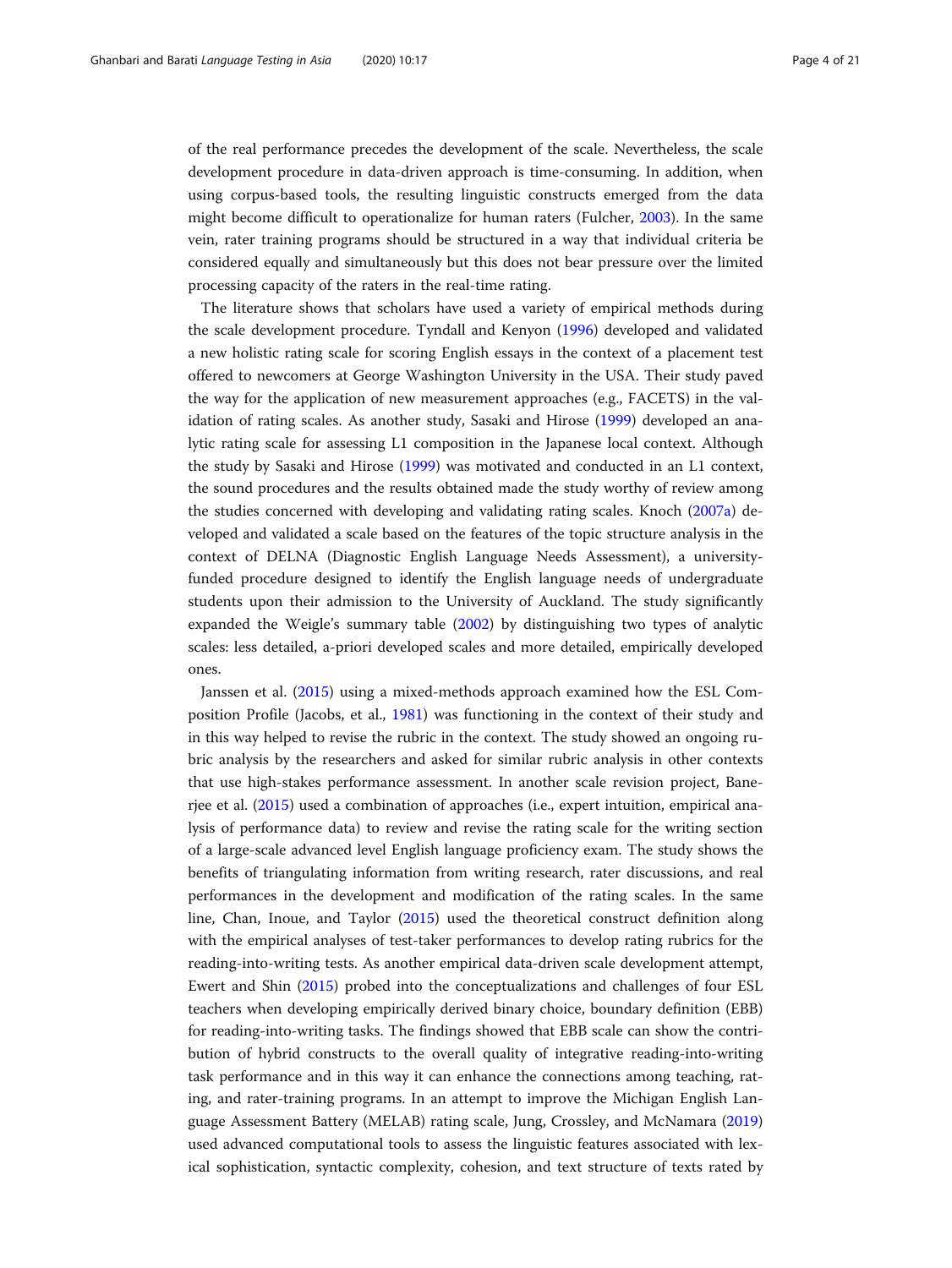of the real performance precedes the development of the scale. Nevertheless, the scale development procedure in data-driven approach is time-consuming. In addition, when using corpus-based tools, the resulting linguistic constructs emerged from the data might become difficult to operationalize for human raters (Fulcher, 2003). In the same vein, rater training programs should be structured in a way that individual criteria be considered equally and simultaneously but this does not bear pressure over the limited processing capacity of the raters in the real-time rating.

The literature shows that scholars have used a variety of empirical methods during the scale development procedure. Tyndall and Kenyon (1996) developed and validated a new holistic rating scale for scoring English essays in the context of a placement test offered to newcomers at George Washington University in the USA. Their study paved the way for the application of new measurement approaches (e.g., FACETS) in the validation of rating scales. As another study, Sasaki and Hirose (1999) developed an analytic rating scale for assessing L1 composition in the Japanese local context. Although the study by Sasaki and Hirose (1999) was motivated and conducted in an L1 context, the sound procedures and the results obtained made the study worthy of review among the studies concerned with developing and validating rating scales. Knoch (2007a) developed and validated a scale based on the features of the topic structure analysis in the context of DELNA (Diagnostic English Language Needs Assessment), a university-funded procedure designed to identify the English language needs of undergraduate students upon their admission to the University of Auckland. The study significantly expanded the Weigle's summary table (2002) by distinguishing two types of analytic scales: less detailed, a-priori developed scales and more detailed, empirically developed ones.

Janssen et al. (2015) using a mixed-methods approach examined how the ESL Composition Profile (Jacobs, et al., 1981) was functioning in the context of their study and in this way helped to revise the rubric in the context. The study showed an ongoing rubric analysis by the researchers and asked for similar rubric analysis in other contexts that use high-stakes performance assessment. In another scale revision project, Banerjee et al. (2015) used a combination of approaches (i.e., expert intuition, empirical analysis of performance data) to review and revise the rating scale for the writing section of a large-scale advanced level English language proficiency exam. The study shows the benefits of triangulating information from writing research, rater discussions, and real performances in the development and modification of the rating scales. In the same line, Chan, Inoue, and Taylor (2015) used the theoretical construct definition along with the empirical analyses of test-taker performances to develop rating rubrics for the reading-into-writing tests. As another empirical data-driven scale development attempt, Ewert and Shin (2015) probed into the conceptualizations and challenges of four ESL teachers when developing empirically derived binary choice, boundary definition (EBB) for reading-into-writing tasks. The findings showed that EBB scale can show the contribution of hybrid constructs to the overall quality of integrative reading-into-writing task performance and in this way it can enhance the connections among teaching, rating, and rater-training programs. In an attempt to improve the Michigan English Language Assessment Battery (MELAB) rating scale, Jung, Crossley, and McNamara (2019) used advanced computational tools to assess the linguistic features associated with lexical sophistication, syntactic complexity, cohesion, and text structure of texts rated by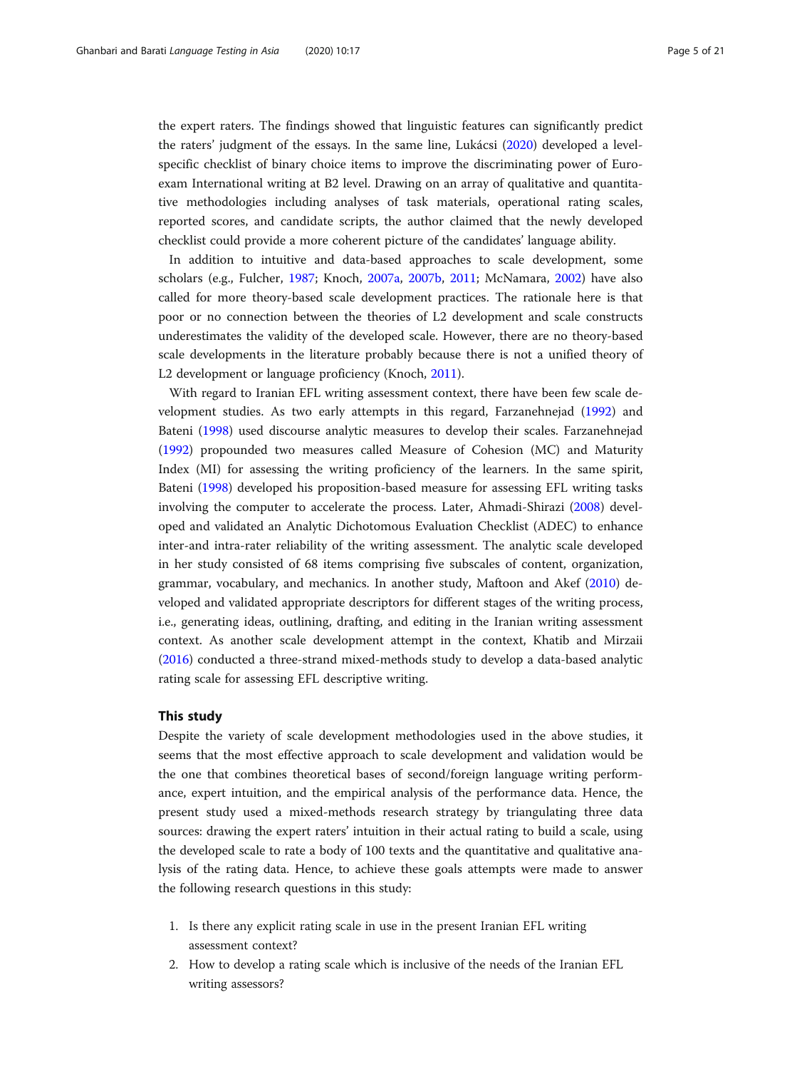the expert raters. The findings showed that linguistic features can significantly predict the raters' judgment of the essays. In the same line, Lukácsi (2020) developed a level-specific checklist of binary choice items to improve the discriminating power of Euroexam International writing at B2 level. Drawing on an array of qualitative and quantitative methodologies including analyses of task materials, operational rating scales, reported scores, and candidate scripts, the author claimed that the newly developed checklist could provide a more coherent picture of the candidates' language ability.

In addition to intuitive and data-based approaches to scale development, some scholars (e.g., Fulcher, 1987; Knoch, 2007a, 2007b, 2011; McNamara, 2002) have also called for more theory-based scale development practices. The rationale here is that poor or no connection between the theories of L2 development and scale constructs underestimates the validity of the developed scale. However, there are no theory-based scale developments in the literature probably because there is not a unified theory of L2 development or language proficiency (Knoch, 2011).

With regard to Iranian EFL writing assessment context, there have been few scale development studies. As two early attempts in this regard, Farzanehnejad (1992) and Bateni (1998) used discourse analytic measures to develop their scales. Farzanehnejad (1992) propounded two measures called Measure of Cohesion (MC) and Maturity Index (MI) for assessing the writing proficiency of the learners. In the same spirit, Bateni (1998) developed his proposition-based measure for assessing EFL writing tasks involving the computer to accelerate the process. Later, Ahmadi-Shirazi (2008) developed and validated an Analytic Dichotomous Evaluation Checklist (ADEC) to enhance inter-and intra-rater reliability of the writing assessment. The analytic scale developed in her study consisted of 68 items comprising five subscales of content, organization, grammar, vocabulary, and mechanics. In another study, Maftoon and Akef (2010) developed and validated appropriate descriptors for different stages of the writing process, i.e., generating ideas, outlining, drafting, and editing in the Iranian writing assessment context. As another scale development attempt in the context, Khatib and Mirzaii (2016) conducted a three-strand mixed-methods study to develop a data-based analytic rating scale for assessing EFL descriptive writing.

## This study

Despite the variety of scale development methodologies used in the above studies, it seems that the most effective approach to scale development and validation would be the one that combines theoretical bases of second/foreign language writing performance, expert intuition, and the empirical analysis of the performance data. Hence, the present study used a mixed-methods research strategy by triangulating three data sources: drawing the expert raters' intuition in their actual rating to build a scale, using the developed scale to rate a body of 100 texts and the quantitative and qualitative analysis of the rating data. Hence, to achieve these goals attempts were made to answer the following research questions in this study:

1. Is there any explicit rating scale in use in the present Iranian EFL writing assessment context?
2. How to develop a rating scale which is inclusive of the needs of the Iranian EFL writing assessors?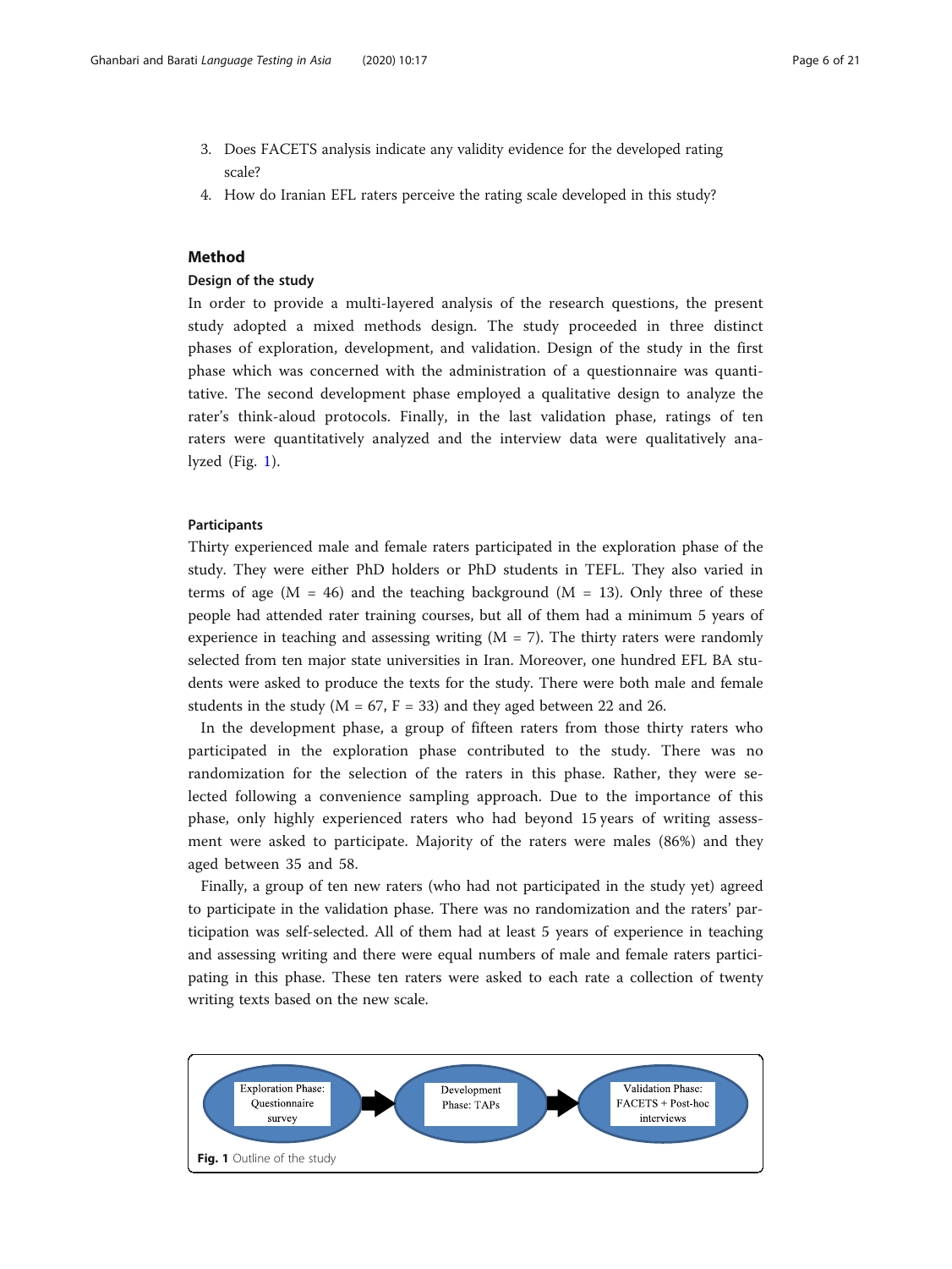3. Does FACETS analysis indicate any validity evidence for the developed rating scale?
4. How do Iranian EFL raters perceive the rating scale developed in this study?

## Method

### Design of the study

In order to provide a multi-layered analysis of the research questions, the present study adopted a mixed methods design. The study proceeded in three distinct phases of exploration, development, and validation. Design of the study in the first phase which was concerned with the administration of a questionnaire was quantitative. The second development phase employed a qualitative design to analyze the rater's think-aloud protocols. Finally, in the last validation phase, ratings of ten raters were quantitatively analyzed and the interview data were qualitatively analyzed (Fig. 1).

### Participants

Thirty experienced male and female raters participated in the exploration phase of the study. They were either PhD holders or PhD students in TEFL. They also varied in terms of age (M = 46) and the teaching background (M = 13). Only three of these people had attended rater training courses, but all of them had a minimum 5 years of experience in teaching and assessing writing (M = 7). The thirty raters were randomly selected from ten major state universities in Iran. Moreover, one hundred EFL BA students were asked to produce the texts for the study. There were both male and female students in the study (M = 67, F = 33) and they aged between 22 and 26.

In the development phase, a group of fifteen raters from those thirty raters who participated in the exploration phase contributed to the study. There was no randomization for the selection of the raters in this phase. Rather, they were selected following a convenience sampling approach. Due to the importance of this phase, only highly experienced raters who had beyond 15 years of writing assessment were asked to participate. Majority of the raters were males (86%) and they aged between 35 and 58.

Finally, a group of ten new raters (who had not participated in the study yet) agreed to participate in the validation phase. There was no randomization and the raters' participation was self-selected. All of them had at least 5 years of experience in teaching and assessing writing and there were equal numbers of male and female raters participating in this phase. These ten raters were asked to each rate a collection of twenty writing texts based on the new scale.

Exploration Phase: Questionnaire survey → Development Phase: TAPs → Validation Phase: FACETS + Post-hoc interviews

**Fig. 1** Outline of the study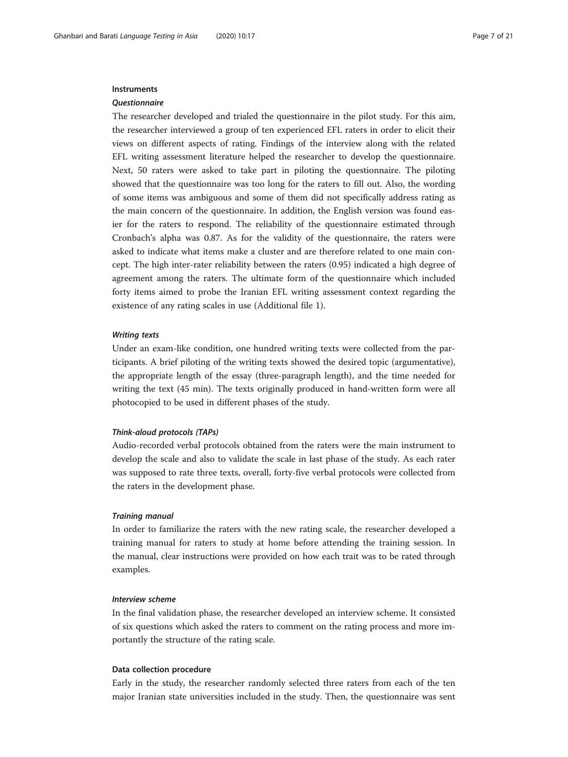## Instruments

### *Questionnaire*

The researcher developed and trialed the questionnaire in the pilot study. For this aim, the researcher interviewed a group of ten experienced EFL raters in order to elicit their views on different aspects of rating. Findings of the interview along with the related EFL writing assessment literature helped the researcher to develop the questionnaire. Next, 50 raters were asked to take part in piloting the questionnaire. The piloting showed that the questionnaire was too long for the raters to fill out. Also, the wording of some items was ambiguous and some of them did not specifically address rating as the main concern of the questionnaire. In addition, the English version was found easier for the raters to respond. The reliability of the questionnaire estimated through Cronbach's alpha was 0.87. As for the validity of the questionnaire, the raters were asked to indicate what items make a cluster and are therefore related to one main concept. The high inter-rater reliability between the raters (0.95) indicated a high degree of agreement among the raters. The ultimate form of the questionnaire which included forty items aimed to probe the Iranian EFL writing assessment context regarding the existence of any rating scales in use (Additional file 1).

### *Writing texts*

Under an exam-like condition, one hundred writing texts were collected from the participants. A brief piloting of the writing texts showed the desired topic (argumentative), the appropriate length of the essay (three-paragraph length), and the time needed for writing the text (45 min). The texts originally produced in hand-written form were all photocopied to be used in different phases of the study.

### *Think-aloud protocols (TAPs)*

Audio-recorded verbal protocols obtained from the raters were the main instrument to develop the scale and also to validate the scale in last phase of the study. As each rater was supposed to rate three texts, overall, forty-five verbal protocols were collected from the raters in the development phase.

### *Training manual*

In order to familiarize the raters with the new rating scale, the researcher developed a training manual for raters to study at home before attending the training session. In the manual, clear instructions were provided on how each trait was to be rated through examples.

### *Interview scheme*

In the final validation phase, the researcher developed an interview scheme. It consisted of six questions which asked the raters to comment on the rating process and more importantly the structure of the rating scale.

## Data collection procedure

Early in the study, the researcher randomly selected three raters from each of the ten major Iranian state universities included in the study. Then, the questionnaire was sent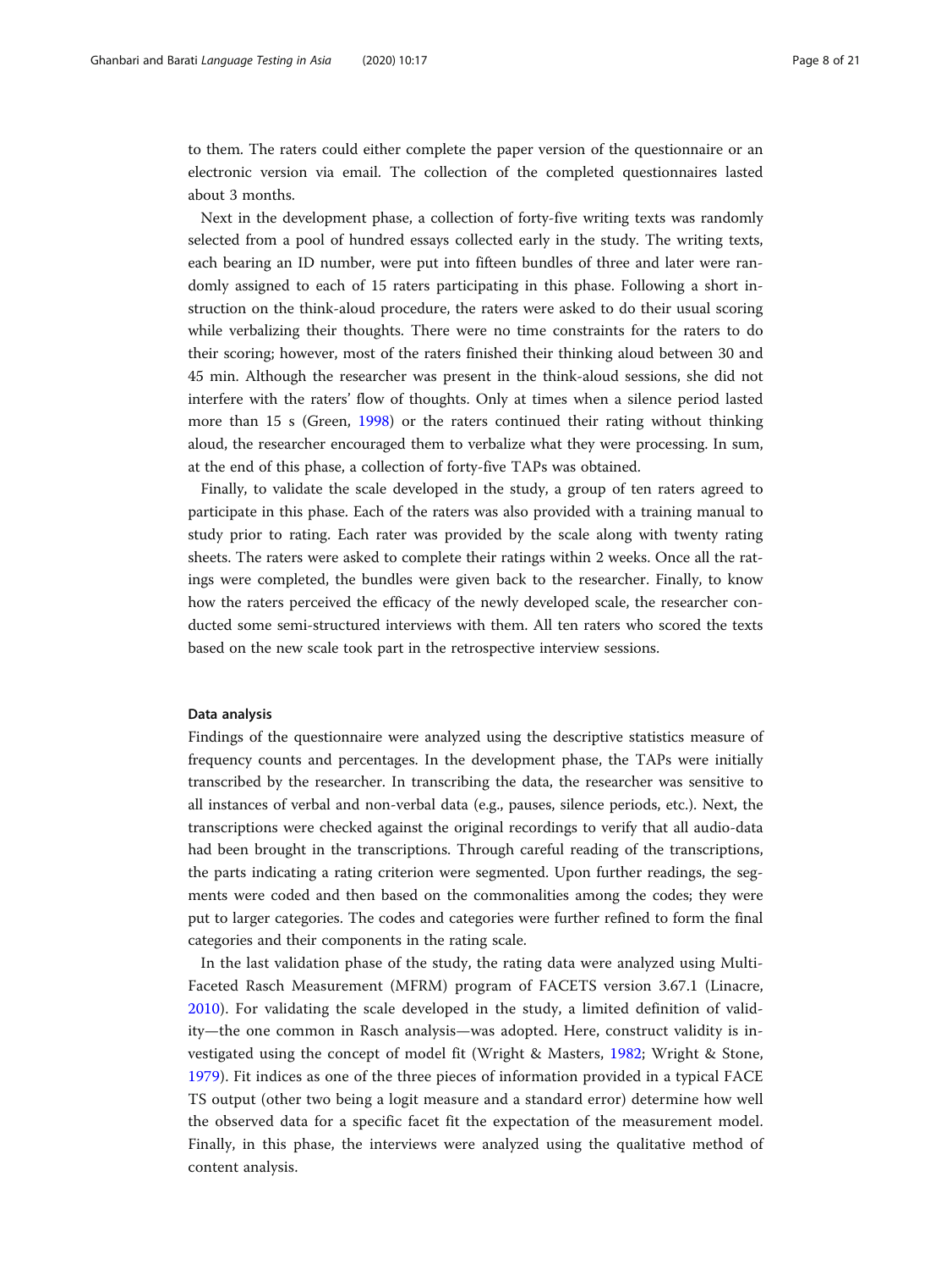to them. The raters could either complete the paper version of the questionnaire or an electronic version via email. The collection of the completed questionnaires lasted about 3 months.

Next in the development phase, a collection of forty-five writing texts was randomly selected from a pool of hundred essays collected early in the study. The writing texts, each bearing an ID number, were put into fifteen bundles of three and later were randomly assigned to each of 15 raters participating in this phase. Following a short instruction on the think-aloud procedure, the raters were asked to do their usual scoring while verbalizing their thoughts. There were no time constraints for the raters to do their scoring; however, most of the raters finished their thinking aloud between 30 and 45 min. Although the researcher was present in the think-aloud sessions, she did not interfere with the raters' flow of thoughts. Only at times when a silence period lasted more than 15 s (Green, 1998) or the raters continued their rating without thinking aloud, the researcher encouraged them to verbalize what they were processing. In sum, at the end of this phase, a collection of forty-five TAPs was obtained.

Finally, to validate the scale developed in the study, a group of ten raters agreed to participate in this phase. Each of the raters was also provided with a training manual to study prior to rating. Each rater was provided by the scale along with twenty rating sheets. The raters were asked to complete their ratings within 2 weeks. Once all the ratings were completed, the bundles were given back to the researcher. Finally, to know how the raters perceived the efficacy of the newly developed scale, the researcher conducted some semi-structured interviews with them. All ten raters who scored the texts based on the new scale took part in the retrospective interview sessions.

### Data analysis

Findings of the questionnaire were analyzed using the descriptive statistics measure of frequency counts and percentages. In the development phase, the TAPs were initially transcribed by the researcher. In transcribing the data, the researcher was sensitive to all instances of verbal and non-verbal data (e.g., pauses, silence periods, etc.). Next, the transcriptions were checked against the original recordings to verify that all audio-data had been brought in the transcriptions. Through careful reading of the transcriptions, the parts indicating a rating criterion were segmented. Upon further readings, the segments were coded and then based on the commonalities among the codes; they were put to larger categories. The codes and categories were further refined to form the final categories and their components in the rating scale.

In the last validation phase of the study, the rating data were analyzed using Multi-Faceted Rasch Measurement (MFRM) program of FACETS version 3.67.1 (Linacre, 2010). For validating the scale developed in the study, a limited definition of validity—the one common in Rasch analysis—was adopted. Here, construct validity is investigated using the concept of model fit (Wright & Masters, 1982; Wright & Stone, 1979). Fit indices as one of the three pieces of information provided in a typical FACETS output (other two being a logit measure and a standard error) determine how well the observed data for a specific facet fit the expectation of the measurement model. Finally, in this phase, the interviews were analyzed using the qualitative method of content analysis.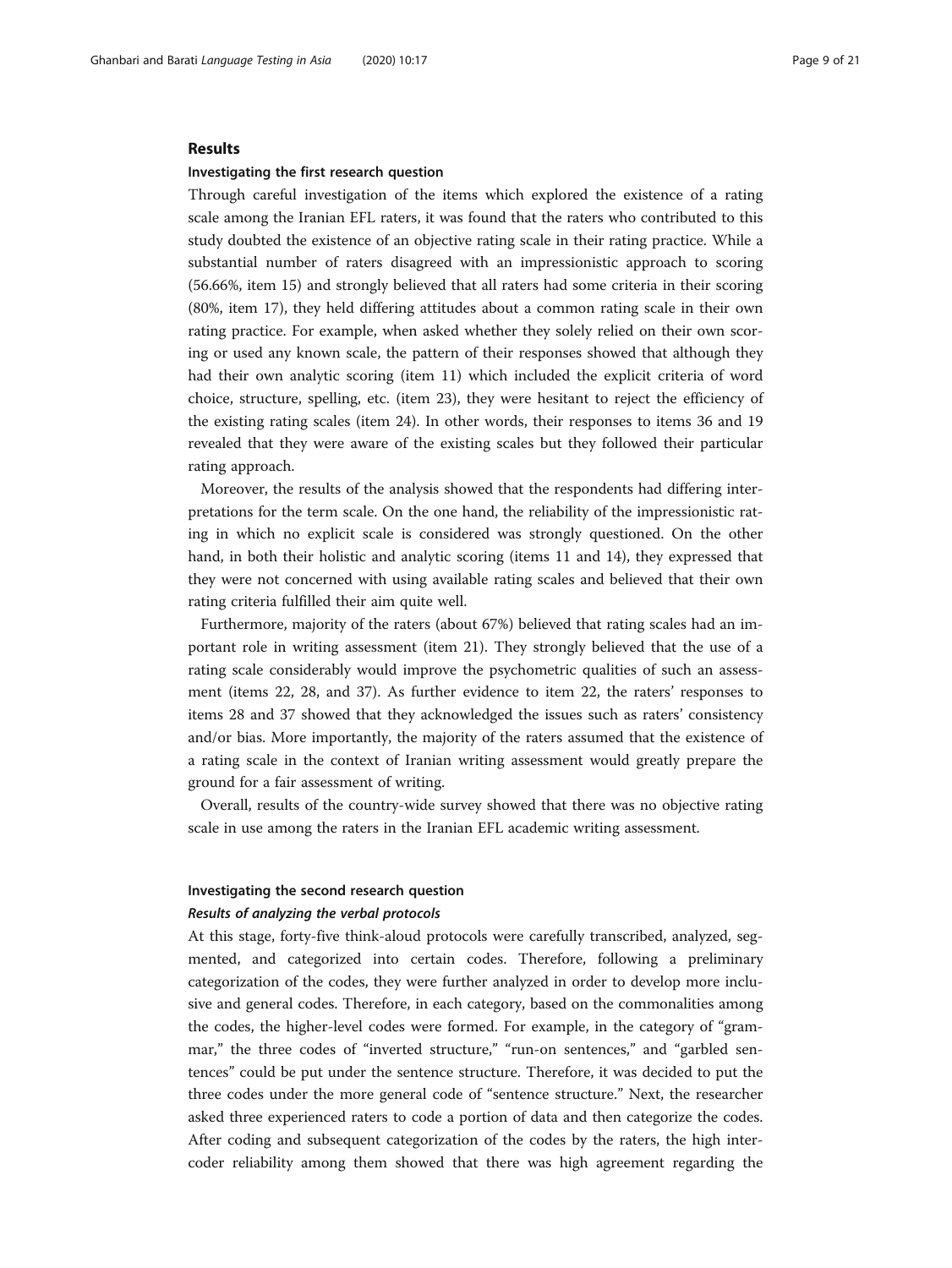## Results

### Investigating the first research question

Through careful investigation of the items which explored the existence of a rating scale among the Iranian EFL raters, it was found that the raters who contributed to this study doubted the existence of an objective rating scale in their rating practice. While a substantial number of raters disagreed with an impressionistic approach to scoring (56.66%, item 15) and strongly believed that all raters had some criteria in their scoring (80%, item 17), they held differing attitudes about a common rating scale in their own rating practice. For example, when asked whether they solely relied on their own scoring or used any known scale, the pattern of their responses showed that although they had their own analytic scoring (item 11) which included the explicit criteria of word choice, structure, spelling, etc. (item 23), they were hesitant to reject the efficiency of the existing rating scales (item 24). In other words, their responses to items 36 and 19 revealed that they were aware of the existing scales but they followed their particular rating approach.

Moreover, the results of the analysis showed that the respondents had differing interpretations for the term scale. On the one hand, the reliability of the impressionistic rating in which no explicit scale is considered was strongly questioned. On the other hand, in both their holistic and analytic scoring (items 11 and 14), they expressed that they were not concerned with using available rating scales and believed that their own rating criteria fulfilled their aim quite well.

Furthermore, majority of the raters (about 67%) believed that rating scales had an important role in writing assessment (item 21). They strongly believed that the use of a rating scale considerably would improve the psychometric qualities of such an assessment (items 22, 28, and 37). As further evidence to item 22, the raters' responses to items 28 and 37 showed that they acknowledged the issues such as raters' consistency and/or bias. More importantly, the majority of the raters assumed that the existence of a rating scale in the context of Iranian writing assessment would greatly prepare the ground for a fair assessment of writing.

Overall, results of the country-wide survey showed that there was no objective rating scale in use among the raters in the Iranian EFL academic writing assessment.

### Investigating the second research question

#### *Results of analyzing the verbal protocols*

At this stage, forty-five think-aloud protocols were carefully transcribed, analyzed, segmented, and categorized into certain codes. Therefore, following a preliminary categorization of the codes, they were further analyzed in order to develop more inclusive and general codes. Therefore, in each category, based on the commonalities among the codes, the higher-level codes were formed. For example, in the category of "grammar," the three codes of "inverted structure," "run-on sentences," and "garbled sentences" could be put under the sentence structure. Therefore, it was decided to put the three codes under the more general code of "sentence structure." Next, the researcher asked three experienced raters to code a portion of data and then categorize the codes. After coding and subsequent categorization of the codes by the raters, the high inter-coder reliability among them showed that there was high agreement regarding the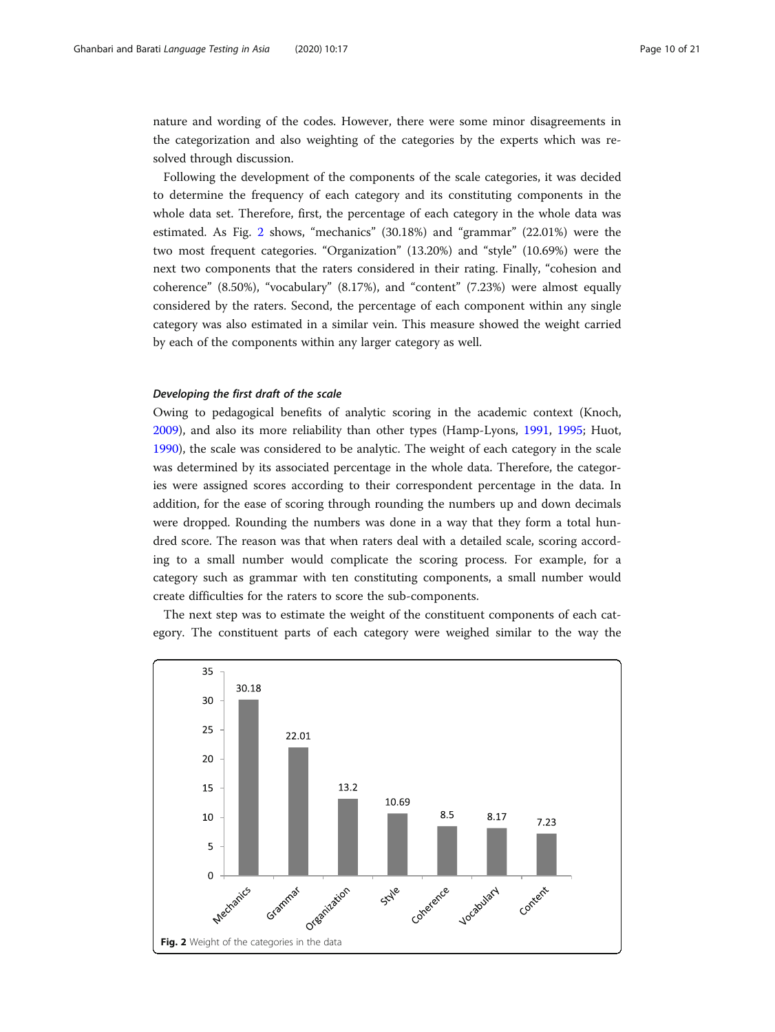nature and wording of the codes. However, there were some minor disagreements in the categorization and also weighting of the categories by the experts which was resolved through discussion.

Following the development of the components of the scale categories, it was decided to determine the frequency of each category and its constituting components in the whole data set. Therefore, first, the percentage of each category in the whole data was estimated. As Fig. 2 shows, "mechanics" (30.18%) and "grammar" (22.01%) were the two most frequent categories. "Organization" (13.20%) and "style" (10.69%) were the next two components that the raters considered in their rating. Finally, "cohesion and coherence" (8.50%), "vocabulary" (8.17%), and "content" (7.23%) were almost equally considered by the raters. Second, the percentage of each component within any single category was also estimated in a similar vein. This measure showed the weight carried by each of the components within any larger category as well.

#### *Developing the first draft of the scale*

Owing to pedagogical benefits of analytic scoring in the academic context (Knoch, 2009), and also its more reliability than other types (Hamp-Lyons, 1991, 1995; Huot, 1990), the scale was considered to be analytic. The weight of each category in the scale was determined by its associated percentage in the whole data. Therefore, the categories were assigned scores according to their correspondent percentage in the data. In addition, for the ease of scoring through rounding the numbers up and down decimals were dropped. Rounding the numbers was done in a way that they form a total hundred score. The reason was that when raters deal with a detailed scale, scoring according to a small number would complicate the scoring process. For example, for a category such as grammar with ten constituting components, a small number would create difficulties for the raters to score the sub-components.

The next step was to estimate the weight of the constituent components of each category. The constituent parts of each category were weighed similar to the way the

| Category | Weight |
| --- | --- |
| Mechanics | 30.18 |
| Grammar | 22.01 |
| Organization | 13.2 |
| Style | 10.69 |
| Coherence | 8.5 |
| Vocabulary | 8.17 |
| Content | 7.23 |

**Fig. 2** Weight of the categories in the data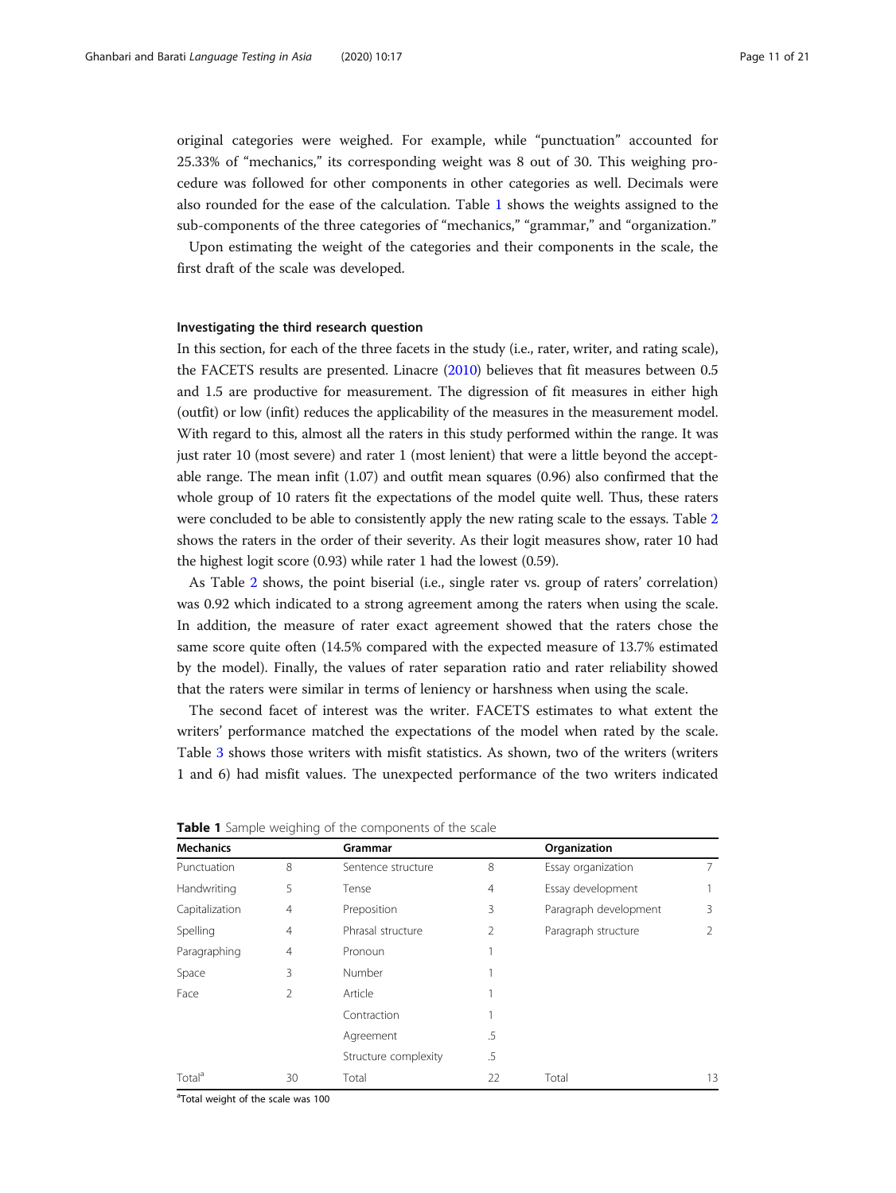original categories were weighed. For example, while "punctuation" accounted for 25.33% of "mechanics," its corresponding weight was 8 out of 30. This weighing procedure was followed for other components in other categories as well. Decimals were also rounded for the ease of the calculation. Table 1 shows the weights assigned to the sub-components of the three categories of "mechanics," "grammar," and "organization."

Upon estimating the weight of the categories and their components in the scale, the first draft of the scale was developed.

#### Investigating the third research question

In this section, for each of the three facets in the study (i.e., rater, writer, and rating scale), the FACETS results are presented. Linacre (2010) believes that fit measures between 0.5 and 1.5 are productive for measurement. The digression of fit measures in either high (outfit) or low (infit) reduces the applicability of the measures in the measurement model. With regard to this, almost all the raters in this study performed within the range. It was just rater 10 (most severe) and rater 1 (most lenient) that were a little beyond the acceptable range. The mean infit (1.07) and outfit mean squares (0.96) also confirmed that the whole group of 10 raters fit the expectations of the model quite well. Thus, these raters were concluded to be able to consistently apply the new rating scale to the essays. Table 2 shows the raters in the order of their severity. As their logit measures show, rater 10 had the highest logit score (0.93) while rater 1 had the lowest (0.59).

As Table 2 shows, the point biserial (i.e., single rater vs. group of raters' correlation) was 0.92 which indicated to a strong agreement among the raters when using the scale. In addition, the measure of rater exact agreement showed that the raters chose the same score quite often (14.5% compared with the expected measure of 13.7% estimated by the model). Finally, the values of rater separation ratio and rater reliability showed that the raters were similar in terms of leniency or harshness when using the scale.

The second facet of interest was the writer. FACETS estimates to what extent the writers' performance matched the expectations of the model when rated by the scale. Table 3 shows those writers with misfit statistics. As shown, two of the writers (writers 1 and 6) had misfit values. The unexpected performance of the two writers indicated

**Table 1** Sample weighing of the components of the scale

| Mechanics | | Grammar | | Organization | |
|---|---|---|---|---|---|
| Punctuation | 8 | Sentence structure | 8 | Essay organization | 7 |
| Handwriting | 5 | Tense | 4 | Essay development | 1 |
| Capitalization | 4 | Preposition | 3 | Paragraph development | 3 |
| Spelling | 4 | Phrasal structure | 2 | Paragraph structure | 2 |
| Paragraphing | 4 | Pronoun | 1 | | |
| Space | 3 | Number | 1 | | |
| Face | 2 | Article | 1 | | |
| | | Contraction | 1 | | |
| | | Agreement | .5 | | |
| | | Structure complexity | .5 | | |
| Total[a] | 30 | Total | 22 | Total | 13 |

[a]Total weight of the scale was 100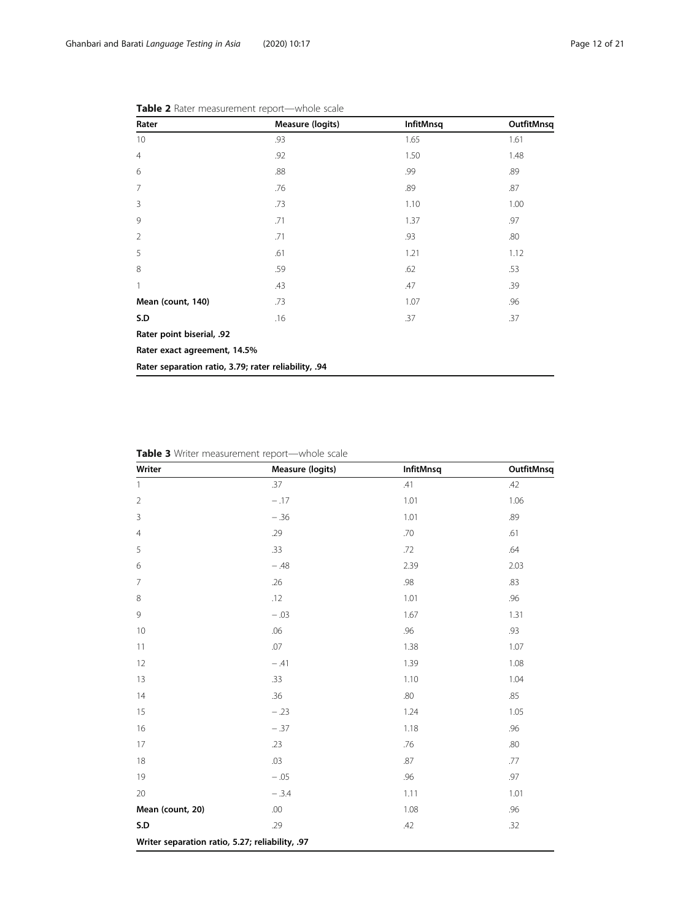**Table 2** Rater measurement report—whole scale

| Rater | Measure (logits) | InfitMnsq | OutfitMnsq |
|---|---|---|---|
| 10 | .93 | 1.65 | 1.61 |
| 4 | .92 | 1.50 | 1.48 |
| 6 | .88 | .99 | .89 |
| 7 | .76 | .89 | .87 |
| 3 | .73 | 1.10 | 1.00 |
| 9 | .71 | 1.37 | .97 |
| 2 | .71 | .93 | .80 |
| 5 | .61 | 1.21 | 1.12 |
| 8 | .59 | .62 | .53 |
| 1 | .43 | .47 | .39 |
| **Mean (count, 140)** | .73 | 1.07 | .96 |
| **S.D** | .16 | .37 | .37 |
| **Rater point biserial, .92** | | | |
| **Rater exact agreement, 14.5%** | | | |
| **Rater separation ratio, 3.79; rater reliability, .94** | | | |

**Table 3** Writer measurement report—whole scale

| Writer | Measure (logits) | InfitMnsq | OutfitMnsq |
|---|---|---|---|
| 1 | .37 | .41 | .42 |
| 2 | − .17 | 1.01 | 1.06 |
| 3 | − .36 | 1.01 | .89 |
| 4 | .29 | .70 | .61 |
| 5 | .33 | .72 | .64 |
| 6 | − .48 | 2.39 | 2.03 |
| 7 | .26 | .98 | .83 |
| 8 | .12 | 1.01 | .96 |
| 9 | − .03 | 1.67 | 1.31 |
| 10 | .06 | .96 | .93 |
| 11 | .07 | 1.38 | 1.07 |
| 12 | − .41 | 1.39 | 1.08 |
| 13 | .33 | 1.10 | 1.04 |
| 14 | .36 | .80 | .85 |
| 15 | − .23 | 1.24 | 1.05 |
| 16 | − .37 | 1.18 | .96 |
| 17 | .23 | .76 | .80 |
| 18 | .03 | .87 | .77 |
| 19 | − .05 | .96 | .97 |
| 20 | − .3.4 | 1.11 | 1.01 |
| **Mean (count, 20)** | .00 | 1.08 | .96 |
| **S.D** | .29 | .42 | .32 |
| **Writer separation ratio, 5.27; reliability, .97** | | | |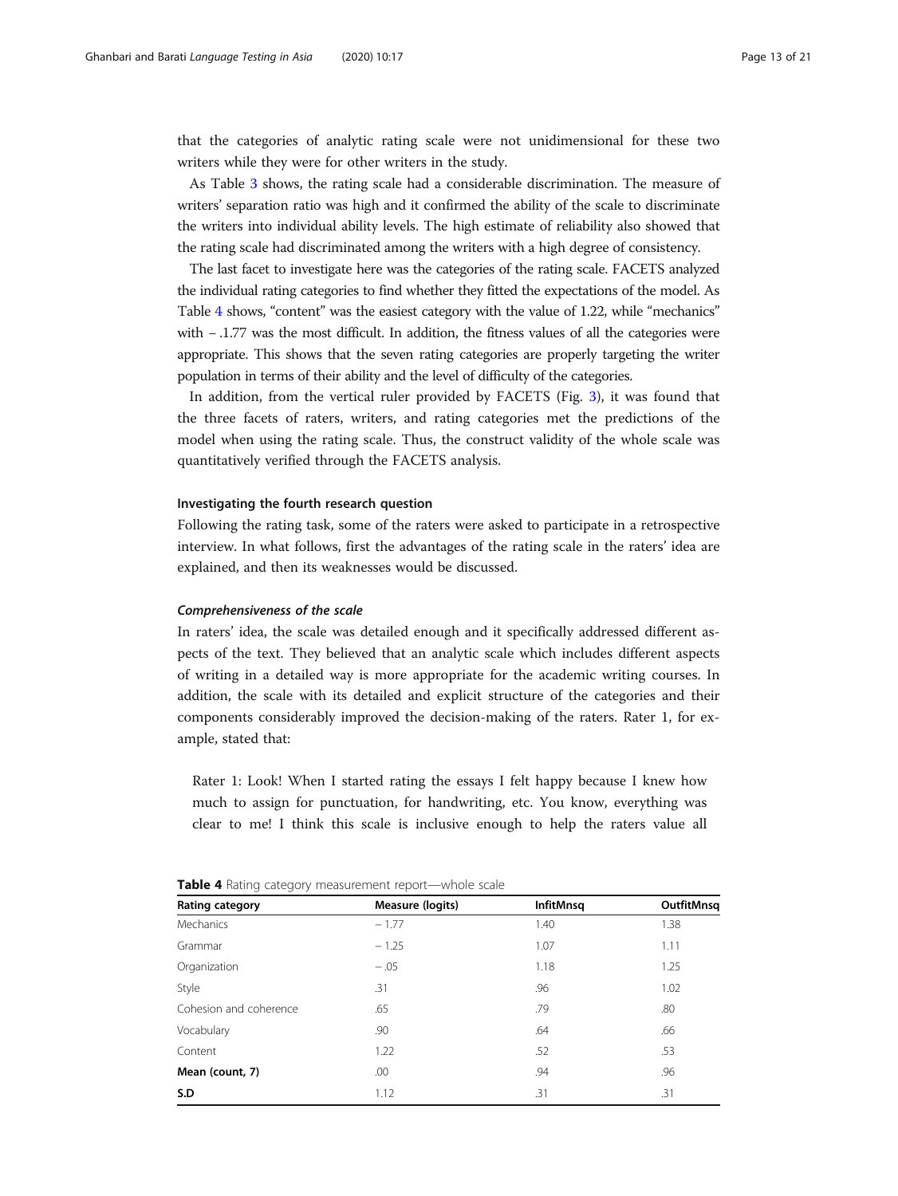that the categories of analytic rating scale were not unidimensional for these two writers while they were for other writers in the study.

As Table 3 shows, the rating scale had a considerable discrimination. The measure of writers' separation ratio was high and it confirmed the ability of the scale to discriminate the writers into individual ability levels. The high estimate of reliability also showed that the rating scale had discriminated among the writers with a high degree of consistency.

The last facet to investigate here was the categories of the rating scale. FACETS analyzed the individual rating categories to find whether they fitted the expectations of the model. As Table 4 shows, "content" was the easiest category with the value of 1.22, while "mechanics" with − .1.77 was the most difficult. In addition, the fitness values of all the categories were appropriate. This shows that the seven rating categories are properly targeting the writer population in terms of their ability and the level of difficulty of the categories.

In addition, from the vertical ruler provided by FACETS (Fig. 3), it was found that the three facets of raters, writers, and rating categories met the predictions of the model when using the rating scale. Thus, the construct validity of the whole scale was quantitatively verified through the FACETS analysis.

#### Investigating the fourth research question

Following the rating task, some of the raters were asked to participate in a retrospective interview. In what follows, first the advantages of the rating scale in the raters' idea are explained, and then its weaknesses would be discussed.

##### *Comprehensiveness of the scale*

In raters' idea, the scale was detailed enough and it specifically addressed different aspects of the text. They believed that an analytic scale which includes different aspects of writing in a detailed way is more appropriate for the academic writing courses. In addition, the scale with its detailed and explicit structure of the categories and their components considerably improved the decision-making of the raters. Rater 1, for example, stated that:

> Rater 1: Look! When I started rating the essays I felt happy because I knew how much to assign for punctuation, for handwriting, etc. You know, everything was clear to me! I think this scale is inclusive enough to help the raters value all

**Table 4** Rating category measurement report—whole scale

| Rating category | Measure (logits) | InfitMnsq | OutfitMnsq |
|---|---|---|---|
| Mechanics | − 1.77 | 1.40 | 1.38 |
| Grammar | − 1.25 | 1.07 | 1.11 |
| Organization | − .05 | 1.18 | 1.25 |
| Style | .31 | .96 | 1.02 |
| Cohesion and coherence | .65 | .79 | .80 |
| Vocabulary | .90 | .64 | .66 |
| Content | 1.22 | .52 | .53 |
| **Mean (count, 7)** | .00 | .94 | .96 |
| **S.D** | 1.12 | .31 | .31 |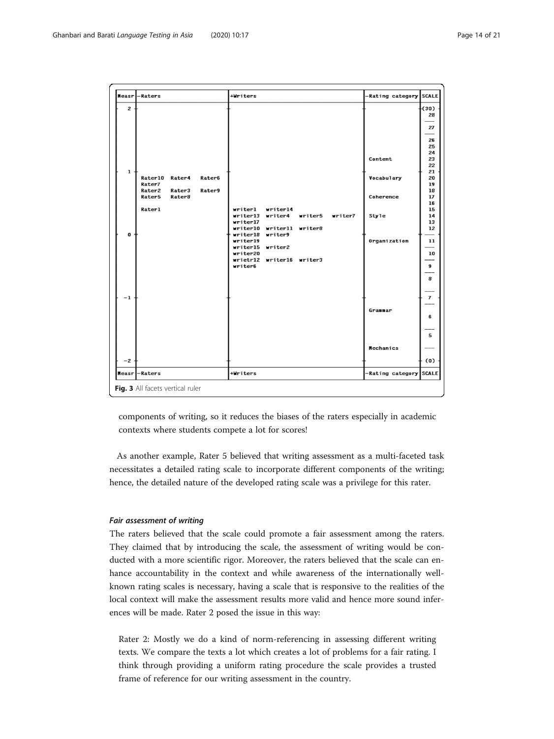```
+-----+------------------------+----------------------------------------+------------------+-------+
|Measr|-Raters                 |+Writers                                |-Rating category  |SCALE  |
+-----+------------------------+----------------------------------------+------------------+-------+
|  2  +                        +                                        +                  +(30)   +
|     |                        |                                        |                  |  28   |
|     |                        |                                        |                  |  ---  |
|     |                        |                                        |                  |  27   |
|     |                        |                                        |                  |  ---  |
|     |                        |                                        |                  |  26   |
|     |                        |                                        |                  |  25   |
|     |                        |                                        |                  |  24   |
|     |                        |                                        | Content          |  23   |
|     |                        |                                        |                  |  22   |
|  1  +                        +                                        +                  +  21   +
|     | Rater10 Rater4 Rater6  |                                        | Vocabulary       |  20   |
|     | Rater7                 |                                        |                  |  19   |
|     | Rater2  Rater3 Rater9  |                                        |                  |  18   |
|     | Rater5  Rater8         |                                        | Coherence        |  17   |
|     |                        |                                        |                  |  16   |
|     | Rater1                 | writer1  writer14                      |                  |  15   |
|     |                        | writer13 writer4  writer5  writer7     | Style            |  14   |
|     |                        | writer17                               |                  |  13   |
|     |                        | writer10 writer11 writer8              |                  |  12   |
|  0  +                        + writer18 writer9                       +                  +  ---  +
|     |                        | writer19                               | Organization     |  11   |
|     |                        | writer15 writer2                       |                  |  ---  |
|     |                        | writer20                               |                  |  10   |
|     |                        | wrietr12 writer16 writer3              |                  |  ---  |
|     |                        | writer6                                |                  |   9   |
|     |                        |                                        |                  |  ---  |
|     |                        |                                        |                  |   8   |
|     |                        |                                        |                  |  ---  |
| -1  +                        +                                        +                  +   7   +
|     |                        |                                        |                  |  ---  |
|     |                        |                                        | Grammar          |   6   |
|     |                        |                                        |                  |  ---  |
|     |                        |                                        |                  |   5   |
|     |                        |                                        | Mechanics        |  ---  |
| -2  +                        +                                        +                  + (0)   +
+-----+------------------------+----------------------------------------+------------------+-------+
|Measr|-Raters                 |+Writers                                |-Rating category  |SCALE  |
+-----+------------------------+----------------------------------------+------------------+-------+
```

**Fig. 3** All facets vertical ruler

components of writing, so it reduces the biases of the raters especially in academic contexts where students compete a lot for scores!

As another example, Rater 5 believed that writing assessment as a multi-faceted task necessitates a detailed rating scale to incorporate different components of the writing; hence, the detailed nature of the developed rating scale was a privilege for this rater.

#### *Fair assessment of writing*

The raters believed that the scale could promote a fair assessment among the raters. They claimed that by introducing the scale, the assessment of writing would be conducted with a more scientific rigor. Moreover, the raters believed that the scale can enhance accountability in the context and while awareness of the internationally well-known rating scales is necessary, having a scale that is responsive to the realities of the local context will make the assessment results more valid and hence more sound inferences will be made. Rater 2 posed the issue in this way:

> Rater 2: Mostly we do a kind of norm-referencing in assessing different writing texts. We compare the texts a lot which creates a lot of problems for a fair rating. I think through providing a uniform rating procedure the scale provides a trusted frame of reference for our writing assessment in the country.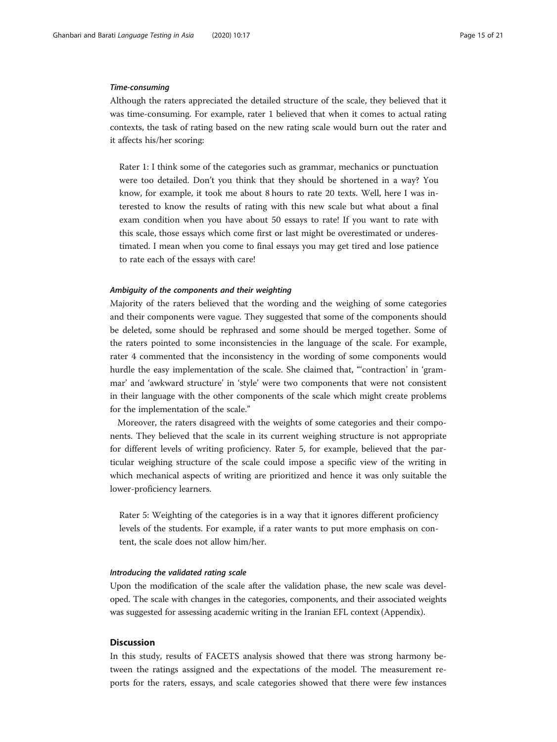#### *Time-consuming*

Although the raters appreciated the detailed structure of the scale, they believed that it was time-consuming. For example, rater 1 believed that when it comes to actual rating contexts, the task of rating based on the new rating scale would burn out the rater and it affects his/her scoring:

> Rater 1: I think some of the categories such as grammar, mechanics or punctuation were too detailed. Don't you think that they should be shortened in a way? You know, for example, it took me about 8 hours to rate 20 texts. Well, here I was interested to know the results of rating with this new scale but what about a final exam condition when you have about 50 essays to rate! If you want to rate with this scale, those essays which come first or last might be overestimated or underestimated. I mean when you come to final essays you may get tired and lose patience to rate each of the essays with care!

#### *Ambiguity of the components and their weighting*

Majority of the raters believed that the wording and the weighing of some categories and their components were vague. They suggested that some of the components should be deleted, some should be rephrased and some should be merged together. Some of the raters pointed to some inconsistencies in the language of the scale. For example, rater 4 commented that the inconsistency in the wording of some components would hurdle the easy implementation of the scale. She claimed that, "'contraction' in 'grammar' and 'awkward structure' in 'style' were two components that were not consistent in their language with the other components of the scale which might create problems for the implementation of the scale."

Moreover, the raters disagreed with the weights of some categories and their components. They believed that the scale in its current weighing structure is not appropriate for different levels of writing proficiency. Rater 5, for example, believed that the particular weighing structure of the scale could impose a specific view of the writing in which mechanical aspects of writing are prioritized and hence it was only suitable the lower-proficiency learners.

> Rater 5: Weighting of the categories is in a way that it ignores different proficiency levels of the students. For example, if a rater wants to put more emphasis on content, the scale does not allow him/her.

#### *Introducing the validated rating scale*

Upon the modification of the scale after the validation phase, the new scale was developed. The scale with changes in the categories, components, and their associated weights was suggested for assessing academic writing in the Iranian EFL context (Appendix).

## Discussion

In this study, results of FACETS analysis showed that there was strong harmony between the ratings assigned and the expectations of the model. The measurement reports for the raters, essays, and scale categories showed that there were few instances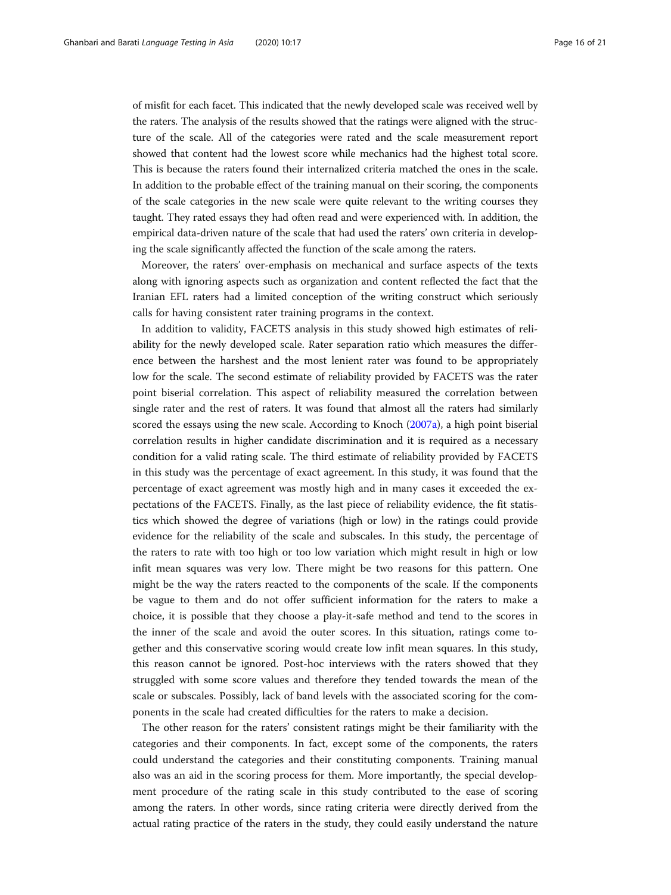of misfit for each facet. This indicated that the newly developed scale was received well by the raters. The analysis of the results showed that the ratings were aligned with the structure of the scale. All of the categories were rated and the scale measurement report showed that content had the lowest score while mechanics had the highest total score. This is because the raters found their internalized criteria matched the ones in the scale. In addition to the probable effect of the training manual on their scoring, the components of the scale categories in the new scale were quite relevant to the writing courses they taught. They rated essays they had often read and were experienced with. In addition, the empirical data-driven nature of the scale that had used the raters' own criteria in developing the scale significantly affected the function of the scale among the raters.

Moreover, the raters' over-emphasis on mechanical and surface aspects of the texts along with ignoring aspects such as organization and content reflected the fact that the Iranian EFL raters had a limited conception of the writing construct which seriously calls for having consistent rater training programs in the context.

In addition to validity, FACETS analysis in this study showed high estimates of reliability for the newly developed scale. Rater separation ratio which measures the difference between the harshest and the most lenient rater was found to be appropriately low for the scale. The second estimate of reliability provided by FACETS was the rater point biserial correlation. This aspect of reliability measured the correlation between single rater and the rest of raters. It was found that almost all the raters had similarly scored the essays using the new scale. According to Knoch (2007a), a high point biserial correlation results in higher candidate discrimination and it is required as a necessary condition for a valid rating scale. The third estimate of reliability provided by FACETS in this study was the percentage of exact agreement. In this study, it was found that the percentage of exact agreement was mostly high and in many cases it exceeded the expectations of the FACETS. Finally, as the last piece of reliability evidence, the fit statistics which showed the degree of variations (high or low) in the ratings could provide evidence for the reliability of the scale and subscales. In this study, the percentage of the raters to rate with too high or too low variation which might result in high or low infit mean squares was very low. There might be two reasons for this pattern. One might be the way the raters reacted to the components of the scale. If the components be vague to them and do not offer sufficient information for the raters to make a choice, it is possible that they choose a play-it-safe method and tend to the scores in the inner of the scale and avoid the outer scores. In this situation, ratings come together and this conservative scoring would create low infit mean squares. In this study, this reason cannot be ignored. Post-hoc interviews with the raters showed that they struggled with some score values and therefore they tended towards the mean of the scale or subscales. Possibly, lack of band levels with the associated scoring for the components in the scale had created difficulties for the raters to make a decision.

The other reason for the raters' consistent ratings might be their familiarity with the categories and their components. In fact, except some of the components, the raters could understand the categories and their constituting components. Training manual also was an aid in the scoring process for them. More importantly, the special development procedure of the rating scale in this study contributed to the ease of scoring among the raters. In other words, since rating criteria were directly derived from the actual rating practice of the raters in the study, they could easily understand the nature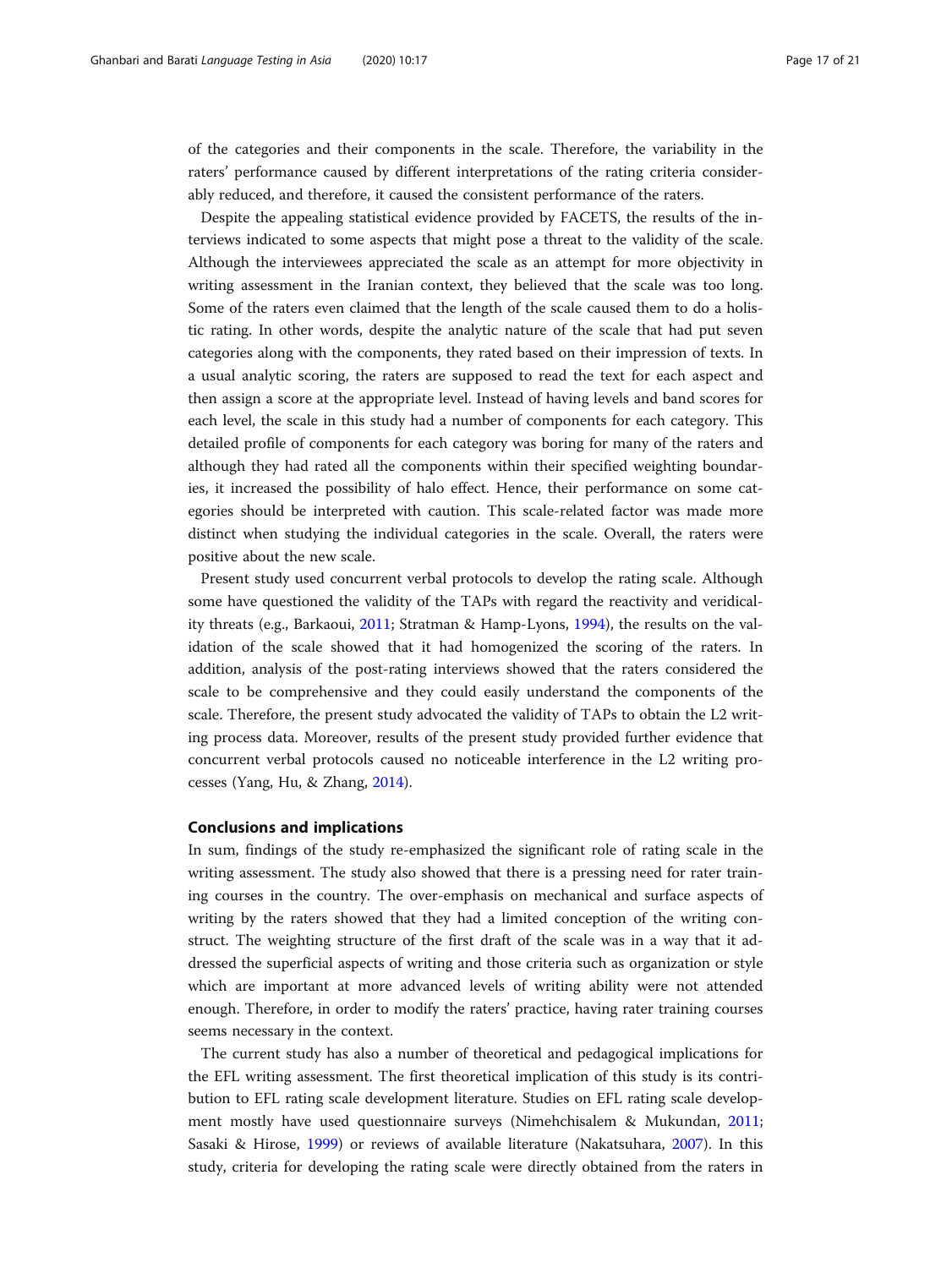of the categories and their components in the scale. Therefore, the variability in the raters' performance caused by different interpretations of the rating criteria considerably reduced, and therefore, it caused the consistent performance of the raters.

Despite the appealing statistical evidence provided by FACETS, the results of the interviews indicated to some aspects that might pose a threat to the validity of the scale. Although the interviewees appreciated the scale as an attempt for more objectivity in writing assessment in the Iranian context, they believed that the scale was too long. Some of the raters even claimed that the length of the scale caused them to do a holistic rating. In other words, despite the analytic nature of the scale that had put seven categories along with the components, they rated based on their impression of texts. In a usual analytic scoring, the raters are supposed to read the text for each aspect and then assign a score at the appropriate level. Instead of having levels and band scores for each level, the scale in this study had a number of components for each category. This detailed profile of components for each category was boring for many of the raters and although they had rated all the components within their specified weighting boundaries, it increased the possibility of halo effect. Hence, their performance on some categories should be interpreted with caution. This scale-related factor was made more distinct when studying the individual categories in the scale. Overall, the raters were positive about the new scale.

Present study used concurrent verbal protocols to develop the rating scale. Although some have questioned the validity of the TAPs with regard the reactivity and veridicality threats (e.g., Barkaoui, 2011; Stratman & Hamp-Lyons, 1994), the results on the validation of the scale showed that it had homogenized the scoring of the raters. In addition, analysis of the post-rating interviews showed that the raters considered the scale to be comprehensive and they could easily understand the components of the scale. Therefore, the present study advocated the validity of TAPs to obtain the L2 writing process data. Moreover, results of the present study provided further evidence that concurrent verbal protocols caused no noticeable interference in the L2 writing processes (Yang, Hu, & Zhang, 2014).

## Conclusions and implications

In sum, findings of the study re-emphasized the significant role of rating scale in the writing assessment. The study also showed that there is a pressing need for rater training courses in the country. The over-emphasis on mechanical and surface aspects of writing by the raters showed that they had a limited conception of the writing construct. The weighting structure of the first draft of the scale was in a way that it addressed the superficial aspects of writing and those criteria such as organization or style which are important at more advanced levels of writing ability were not attended enough. Therefore, in order to modify the raters' practice, having rater training courses seems necessary in the context.

The current study has also a number of theoretical and pedagogical implications for the EFL writing assessment. The first theoretical implication of this study is its contribution to EFL rating scale development literature. Studies on EFL rating scale development mostly have used questionnaire surveys (Nimehchisalem & Mukundan, 2011; Sasaki & Hirose, 1999) or reviews of available literature (Nakatsuhara, 2007). In this study, criteria for developing the rating scale were directly obtained from the raters in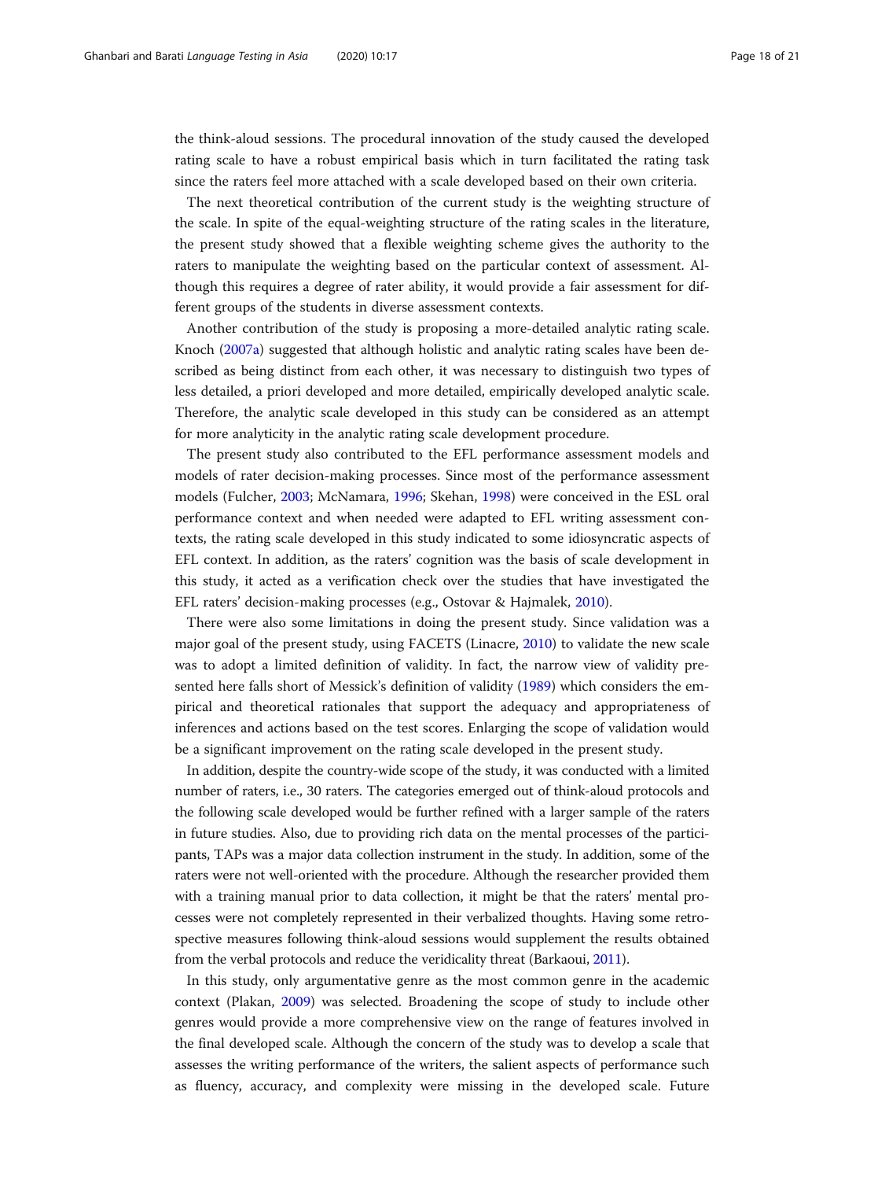the think-aloud sessions. The procedural innovation of the study caused the developed rating scale to have a robust empirical basis which in turn facilitated the rating task since the raters feel more attached with a scale developed based on their own criteria.

The next theoretical contribution of the current study is the weighting structure of the scale. In spite of the equal-weighting structure of the rating scales in the literature, the present study showed that a flexible weighting scheme gives the authority to the raters to manipulate the weighting based on the particular context of assessment. Although this requires a degree of rater ability, it would provide a fair assessment for different groups of the students in diverse assessment contexts.

Another contribution of the study is proposing a more-detailed analytic rating scale. Knoch (2007a) suggested that although holistic and analytic rating scales have been described as being distinct from each other, it was necessary to distinguish two types of less detailed, a priori developed and more detailed, empirically developed analytic scale. Therefore, the analytic scale developed in this study can be considered as an attempt for more analyticity in the analytic rating scale development procedure.

The present study also contributed to the EFL performance assessment models and models of rater decision-making processes. Since most of the performance assessment models (Fulcher, 2003; McNamara, 1996; Skehan, 1998) were conceived in the ESL oral performance context and when needed were adapted to EFL writing assessment contexts, the rating scale developed in this study indicated to some idiosyncratic aspects of EFL context. In addition, as the raters' cognition was the basis of scale development in this study, it acted as a verification check over the studies that have investigated the EFL raters' decision-making processes (e.g., Ostovar & Hajmalek, 2010).

There were also some limitations in doing the present study. Since validation was a major goal of the present study, using FACETS (Linacre, 2010) to validate the new scale was to adopt a limited definition of validity. In fact, the narrow view of validity presented here falls short of Messick's definition of validity (1989) which considers the empirical and theoretical rationales that support the adequacy and appropriateness of inferences and actions based on the test scores. Enlarging the scope of validation would be a significant improvement on the rating scale developed in the present study.

In addition, despite the country-wide scope of the study, it was conducted with a limited number of raters, i.e., 30 raters. The categories emerged out of think-aloud protocols and the following scale developed would be further refined with a larger sample of the raters in future studies. Also, due to providing rich data on the mental processes of the participants, TAPs was a major data collection instrument in the study. In addition, some of the raters were not well-oriented with the procedure. Although the researcher provided them with a training manual prior to data collection, it might be that the raters' mental processes were not completely represented in their verbalized thoughts. Having some retrospective measures following think-aloud sessions would supplement the results obtained from the verbal protocols and reduce the veridicality threat (Barkaoui, 2011).

In this study, only argumentative genre as the most common genre in the academic context (Plakan, 2009) was selected. Broadening the scope of study to include other genres would provide a more comprehensive view on the range of features involved in the final developed scale. Although the concern of the study was to develop a scale that assesses the writing performance of the writers, the salient aspects of performance such as fluency, accuracy, and complexity were missing in the developed scale. Future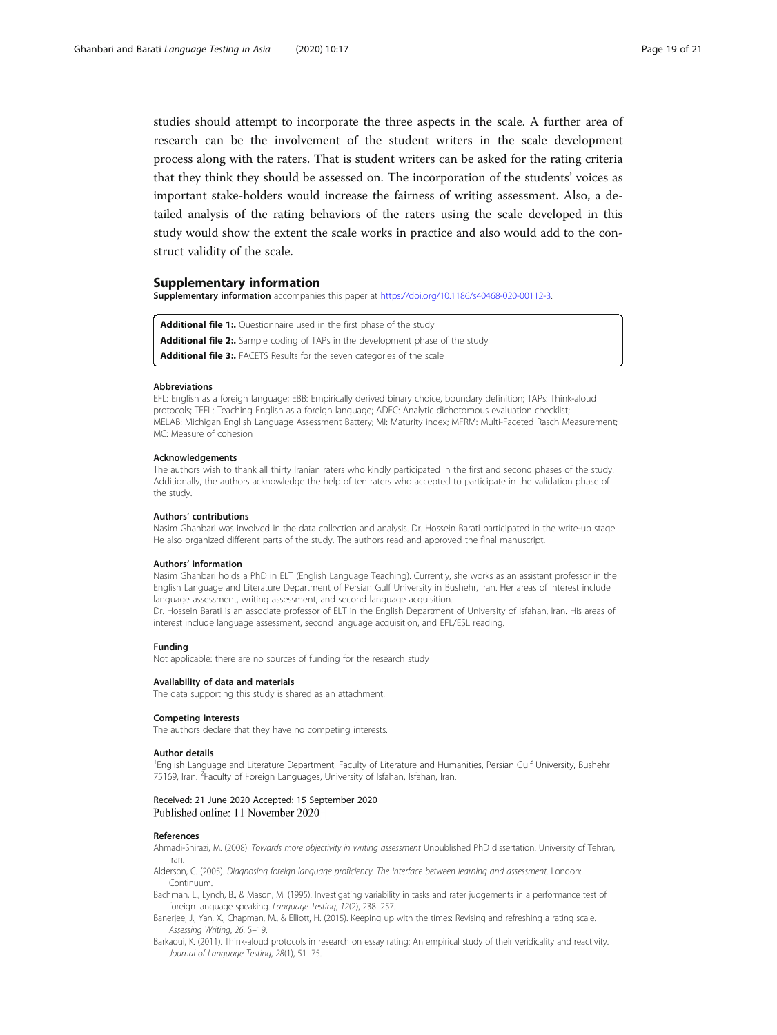studies should attempt to incorporate the three aspects in the scale. A further area of research can be the involvement of the student writers in the scale development process along with the raters. That is student writers can be asked for the rating criteria that they think they should be assessed on. The incorporation of the students' voices as important stake-holders would increase the fairness of writing assessment. Also, a detailed analysis of the rating behaviors of the raters using the scale developed in this study would show the extent the scale works in practice and also would add to the construct validity of the scale.

## Supplementary information

**Supplementary information** accompanies this paper at https://doi.org/10.1186/s40468-020-00112-3.

**Additional file 1:.** Questionnaire used in the first phase of the study

**Additional file 2:.** Sample coding of TAPs in the development phase of the study

**Additional file 3:.** FACETS Results for the seven categories of the scale

#### Abbreviations

EFL: English as a foreign language; EBB: Empirically derived binary choice, boundary definition; TAPs: Think-aloud protocols; TEFL: Teaching English as a foreign language; ADEC: Analytic dichotomous evaluation checklist; MELAB: Michigan English Language Assessment Battery; MI: Maturity index; MFRM: Multi-Faceted Rasch Measurement; MC: Measure of cohesion

#### Acknowledgements

The authors wish to thank all thirty Iranian raters who kindly participated in the first and second phases of the study. Additionally, the authors acknowledge the help of ten raters who accepted to participate in the validation phase of the study.

#### Authors' contributions

Nasim Ghanbari was involved in the data collection and analysis. Dr. Hossein Barati participated in the write-up stage. He also organized different parts of the study. The authors read and approved the final manuscript.

#### Authors' information

Nasim Ghanbari holds a PhD in ELT (English Language Teaching). Currently, she works as an assistant professor in the English Language and Literature Department of Persian Gulf University in Bushehr, Iran. Her areas of interest include language assessment, writing assessment, and second language acquisition.

Dr. Hossein Barati is an associate professor of ELT in the English Department of University of Isfahan, Iran. His areas of interest include language assessment, second language acquisition, and EFL/ESL reading.

#### Funding

Not applicable: there are no sources of funding for the research study

#### Availability of data and materials

The data supporting this study is shared as an attachment.

#### Competing interests

The authors declare that they have no competing interests.

#### Author details

[1]English Language and Literature Department, Faculty of Literature and Humanities, Persian Gulf University, Bushehr 75169, Iran. [2]Faculty of Foreign Languages, University of Isfahan, Isfahan, Iran.

Received: 21 June 2020 Accepted: 15 September 2020
Published online: 11 November 2020

#### References

Ahmadi-Shirazi, M. (2008). *Towards more objectivity in writing assessment* Unpublished PhD dissertation. University of Tehran, Iran.

Alderson, C. (2005). *Diagnosing foreign language proficiency. The interface between learning and assessment*. London: Continuum.

Bachman, L., Lynch, B., & Mason, M. (1995). Investigating variability in tasks and rater judgements in a performance test of foreign language speaking. *Language Testing*, *12*(2), 238–257.

Banerjee, J., Yan, X., Chapman, M., & Elliott, H. (2015). Keeping up with the times: Revising and refreshing a rating scale. *Assessing Writing*, *26*, 5–19.

Barkaoui, K. (2011). Think-aloud protocols in research on essay rating: An empirical study of their veridicality and reactivity. *Journal of Language Testing*, *28*(1), 51–75.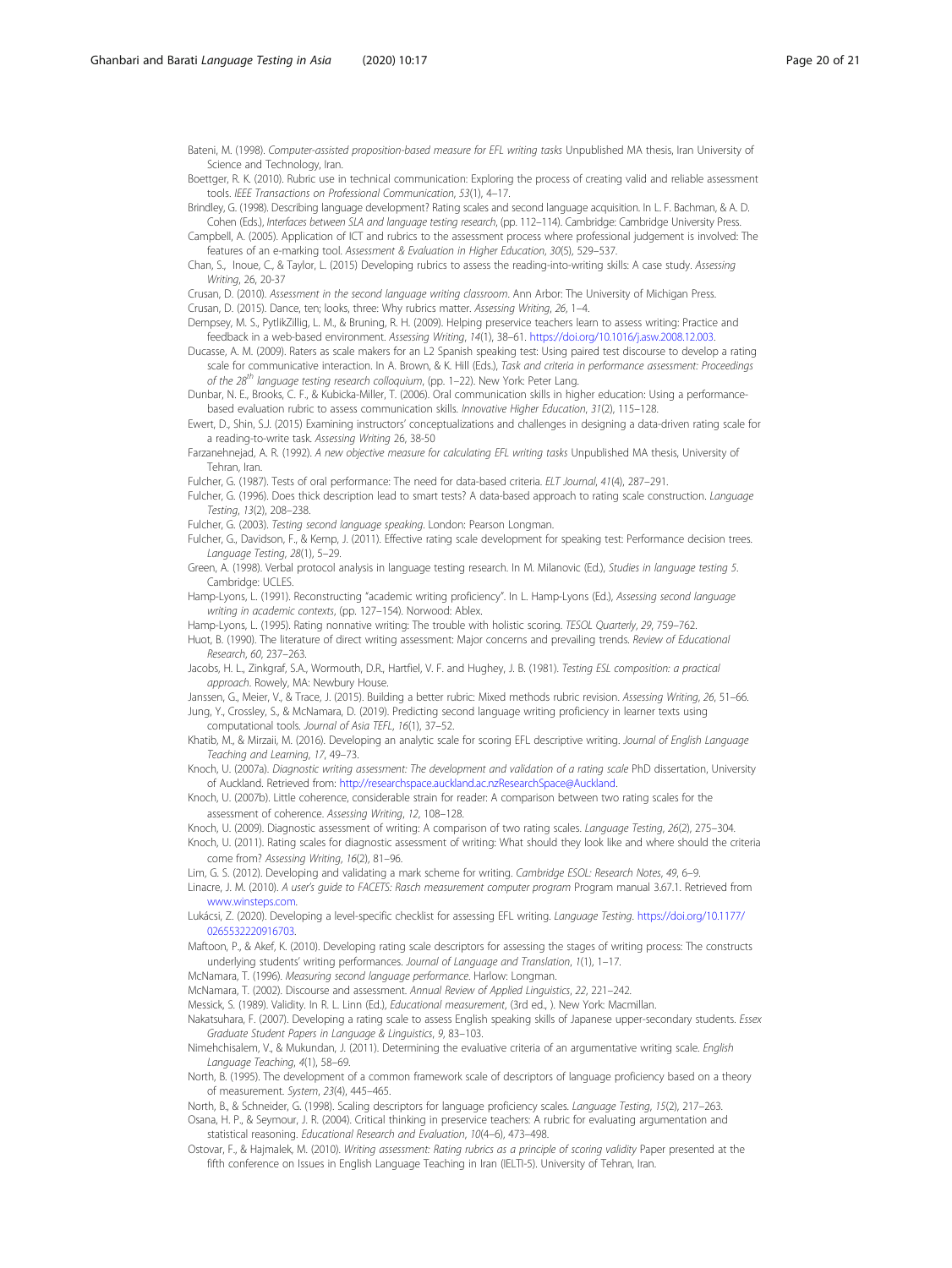Bateni, M. (1998). *Computer-assisted proposition-based measure for EFL writing tasks* Unpublished MA thesis, Iran University of Science and Technology, Iran.

Boettger, R. K. (2010). Rubric use in technical communication: Exploring the process of creating valid and reliable assessment tools. *IEEE Transactions on Professional Communication*, *53*(1), 4–17.

Brindley, G. (1998). Describing language development? Rating scales and second language acquisition. In L. F. Bachman, & A. D. Cohen (Eds.), *Interfaces between SLA and language testing research*, (pp. 112–114). Cambridge: Cambridge University Press.

Campbell, A. (2005). Application of ICT and rubrics to the assessment process where professional judgement is involved: The features of an e-marking tool. *Assessment & Evaluation in Higher Education*, *30*(5), 529–537.

Chan, S., Inoue, C., & Taylor, L. (2015) Developing rubrics to assess the reading-into-writing skills: A case study. *Assessing Writing*, 26, 20-37

Crusan, D. (2010). *Assessment in the second language writing classroom*. Ann Arbor: The University of Michigan Press.

Crusan, D. (2015). Dance, ten; looks, three: Why rubrics matter. *Assessing Writing*, *26*, 1–4.

Dempsey, M. S., PytlikZillig, L. M., & Bruning, R. H. (2009). Helping preservice teachers learn to assess writing: Practice and feedback in a web-based environment. *Assessing Writing*, *14*(1), 38–61. https://doi.org/10.1016/j.asw.2008.12.003.

Ducasse, A. M. (2009). Raters as scale makers for an L2 Spanish speaking test: Using paired test discourse to develop a rating scale for communicative interaction. In A. Brown, & K. Hill (Eds.), *Task and criteria in performance assessment: Proceedings of the 28th language testing research colloquium*, (pp. 1–22). New York: Peter Lang.

Dunbar, N. E., Brooks, C. F., & Kubicka-Miller, T. (2006). Oral communication skills in higher education: Using a performance-based evaluation rubric to assess communication skills. *Innovative Higher Education*, *31*(2), 115–128.

Ewert, D., Shin, S.J. (2015) Examining instructors' conceptualizations and challenges in designing a data-driven rating scale for a reading-to-write task. *Assessing Writing* 26, 38-50

Farzanehnejad, A. R. (1992). *A new objective measure for calculating EFL writing tasks* Unpublished MA thesis, University of Tehran, Iran.

Fulcher, G. (1987). Tests of oral performance: The need for data-based criteria. *ELT Journal*, *41*(4), 287–291.

Fulcher, G. (1996). Does thick description lead to smart tests? A data-based approach to rating scale construction. *Language Testing*, *13*(2), 208–238.

Fulcher, G. (2003). *Testing second language speaking*. London: Pearson Longman.

Fulcher, G., Davidson, F., & Kemp, J. (2011). Effective rating scale development for speaking test: Performance decision trees. *Language Testing*, *28*(1), 5–29.

Green, A. (1998). Verbal protocol analysis in language testing research. In M. Milanovic (Ed.), *Studies in language testing 5*. Cambridge: UCLES.

Hamp-Lyons, L. (1991). Reconstructing "academic writing proficiency". In L. Hamp-Lyons (Ed.), *Assessing second language writing in academic contexts*, (pp. 127–154). Norwood: Ablex.

Hamp-Lyons, L. (1995). Rating nonnative writing: The trouble with holistic scoring. *TESOL Quarterly*, *29*, 759–762.

Huot, B. (1990). The literature of direct writing assessment: Major concerns and prevailing trends. *Review of Educational Research*, *60*, 237–263.

Jacobs, H. L., Zinkgraf, S.A., Wormouth, D.R., Hartfiel, V. F. and Hughey, J. B. (1981). *Testing ESL composition: a practical approach*. Rowely, MA: Newbury House.

Janssen, G., Meier, V., & Trace, J. (2015). Building a better rubric: Mixed methods rubric revision. *Assessing Writing*, *26*, 51–66.

Jung, Y., Crossley, S., & McNamara, D. (2019). Predicting second language writing proficiency in learner texts using computational tools. *Journal of Asia TEFL*, *16*(1), 37–52.

Khatib, M., & Mirzaii, M. (2016). Developing an analytic scale for scoring EFL descriptive writing. *Journal of English Language Teaching and Learning*, *17*, 49–73.

Knoch, U. (2007a). *Diagnostic writing assessment: The development and validation of a rating scale* PhD dissertation, University of Auckland. Retrieved from: http://researchspace.auckland.ac.nzResearchSpace@Auckland.

Knoch, U. (2007b). Little coherence, considerable strain for reader: A comparison between two rating scales for the assessment of coherence. *Assessing Writing*, *12*, 108–128.

Knoch, U. (2009). Diagnostic assessment of writing: A comparison of two rating scales. *Language Testing*, *26*(2), 275–304.

Knoch, U. (2011). Rating scales for diagnostic assessment of writing: What should they look like and where should the criteria come from? *Assessing Writing*, *16*(2), 81–96.

Lim, G. S. (2012). Developing and validating a mark scheme for writing. *Cambridge ESOL: Research Notes*, *49*, 6–9.

Linacre, J. M. (2010). *A user's guide to FACETS: Rasch measurement computer program* Program manual 3.67.1. Retrieved from www.winsteps.com.

Lukácsi, Z. (2020). Developing a level-specific checklist for assessing EFL writing. *Language Testing*. https://doi.org/10.1177/0265532220916703.

Maftoon, P., & Akef, K. (2010). Developing rating scale descriptors for assessing the stages of writing process: The constructs underlying students' writing performances. *Journal of Language and Translation*, *1*(1), 1–17.

McNamara, T. (1996). *Measuring second language performance*. Harlow: Longman.

McNamara, T. (2002). Discourse and assessment. *Annual Review of Applied Linguistics*, *22*, 221–242.

Messick, S. (1989). Validity. In R. L. Linn (Ed.), *Educational measurement*, (3rd ed., ). New York: Macmillan.

Nakatsuhara, F. (2007). Developing a rating scale to assess English speaking skills of Japanese upper-secondary students. *Essex Graduate Student Papers in Language & Linguistics*, *9*, 83–103.

Nimehchisalem, V., & Mukundan, J. (2011). Determining the evaluative criteria of an argumentative writing scale. *English Language Teaching*, *4*(1), 58–69.

North, B. (1995). The development of a common framework scale of descriptors of language proficiency based on a theory of measurement. *System*, *23*(4), 445–465.

North, B., & Schneider, G. (1998). Scaling descriptors for language proficiency scales. *Language Testing*, *15*(2), 217–263.

Osana, H. P., & Seymour, J. R. (2004). Critical thinking in preservice teachers: A rubric for evaluating argumentation and statistical reasoning. *Educational Research and Evaluation*, *10*(4–6), 473–498.

Ostovar, F., & Hajmalek, M. (2010). *Writing assessment: Rating rubrics as a principle of scoring validity* Paper presented at the fifth conference on Issues in English Language Teaching in Iran (IELTI-5). University of Tehran, Iran.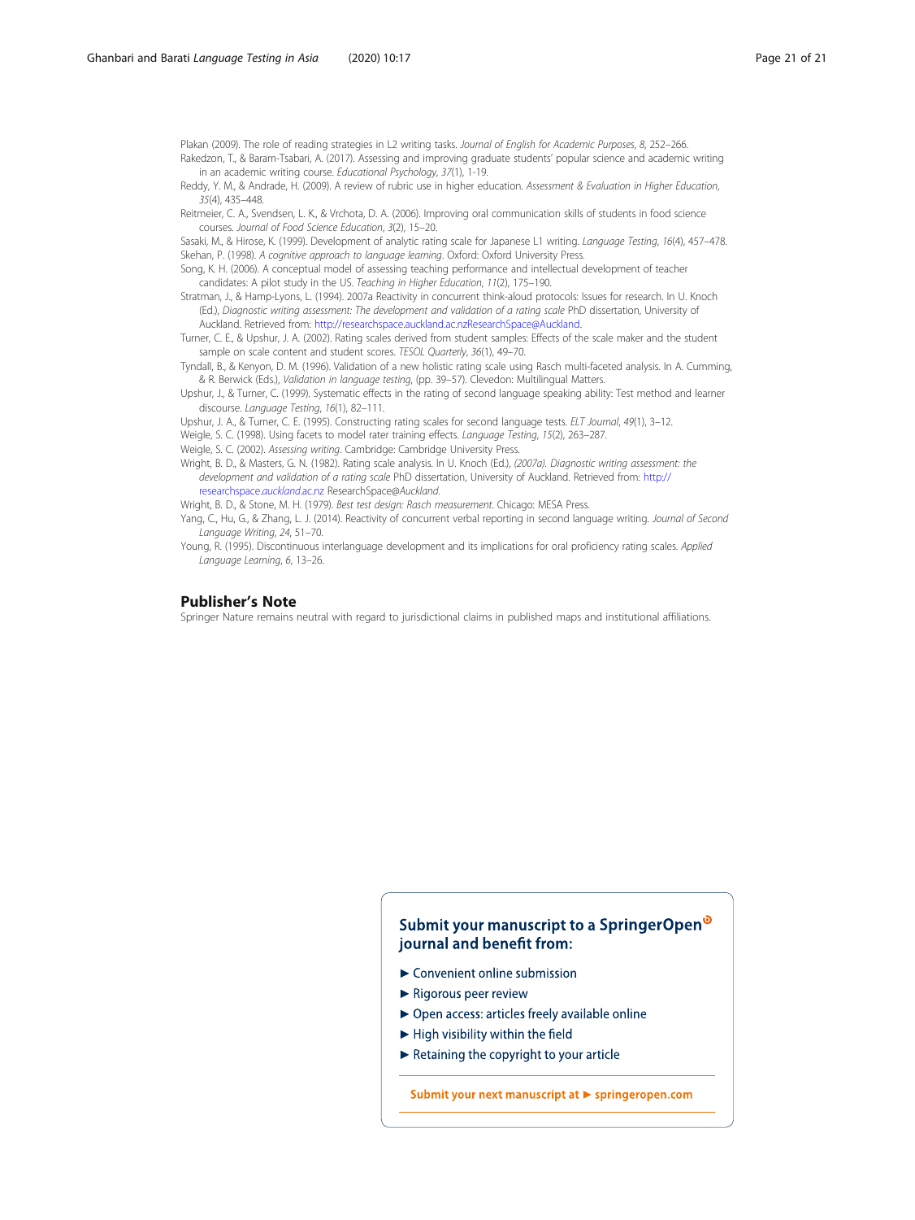Plakan (2009). The role of reading strategies in L2 writing tasks. *Journal of English for Academic Purposes*, *8*, 252–266.

Rakedzon, T., & Baram-Tsabari, A. (2017). Assessing and improving graduate students' popular science and academic writing in an academic writing course. *Educational Psychology*, *37*(1), 1-19.

Reddy, Y. M., & Andrade, H. (2009). A review of rubric use in higher education. *Assessment & Evaluation in Higher Education*, *35*(4), 435–448.

Reitmeier, C. A., Svendsen, L. K., & Vrchota, D. A. (2006). Improving oral communication skills of students in food science courses. *Journal of Food Science Education*, *3*(2), 15–20.

Sasaki, M., & Hirose, K. (1999). Development of analytic rating scale for Japanese L1 writing. *Language Testing*, *16*(4), 457–478.

Skehan, P. (1998). *A cognitive approach to language learning*. Oxford: Oxford University Press.

Song, K. H. (2006). A conceptual model of assessing teaching performance and intellectual development of teacher candidates: A pilot study in the US. *Teaching in Higher Education*, *11*(2), 175–190.

Stratman, J., & Hamp-Lyons, L. (1994). 2007a Reactivity in concurrent think-aloud protocols: Issues for research. In U. Knoch (Ed.), *Diagnostic writing assessment: The development and validation of a rating scale* PhD dissertation, University of Auckland. Retrieved from: http://researchspace.auckland.ac.nzResearchSpace@Auckland.

Turner, C. E., & Upshur, J. A. (2002). Rating scales derived from student samples: Effects of the scale maker and the student sample on scale content and student scores. *TESOL Quarterly*, *36*(1), 49–70.

Tyndall, B., & Kenyon, D. M. (1996). Validation of a new holistic rating scale using Rasch multi-faceted analysis. In A. Cumming, & R. Berwick (Eds.), *Validation in language testing*, (pp. 39–57). Clevedon: Multilingual Matters.

Upshur, J., & Turner, C. (1999). Systematic effects in the rating of second language speaking ability: Test method and learner discourse. *Language Testing*, *16*(1), 82–111.

Upshur, J. A., & Turner, C. E. (1995). Constructing rating scales for second language tests. *ELT Journal*, *49*(1), 3–12.

Weigle, S. C. (1998). Using facets to model rater training effects. *Language Testing*, *15*(2), 263–287.

Weigle, S. C. (2002). *Assessing writing*. Cambridge: Cambridge University Press.

Wright, B. D., & Masters, G. N. (1982). Rating scale analysis. In U. Knoch (Ed.), *(2007a). Diagnostic writing assessment: the development and validation of a rating scale* PhD dissertation, University of Auckland. Retrieved from: http://researchspace.*auckland*.ac.nz ResearchSpace@*Auckland*.

Wright, B. D., & Stone, M. H. (1979). *Best test design: Rasch measurement*. Chicago: MESA Press.

Yang, C., Hu, G., & Zhang, L. J. (2014). Reactivity of concurrent verbal reporting in second language writing. *Journal of Second Language Writing*, *24*, 51–70.

Young, R. (1995). Discontinuous interlanguage development and its implications for oral proficiency rating scales. *Applied Language Learning*, *6*, 13–26.

## Publisher's Note

Springer Nature remains neutral with regard to jurisdictional claims in published maps and institutional affiliations.

**Submit your manuscript to a SpringerOpen journal and benefit from:**

- ► Convenient online submission
- ► Rigorous peer review
- ► Open access: articles freely available online
- ► High visibility within the field
- ► Retaining the copyright to your article

**Submit your next manuscript at ► springeropen.com**